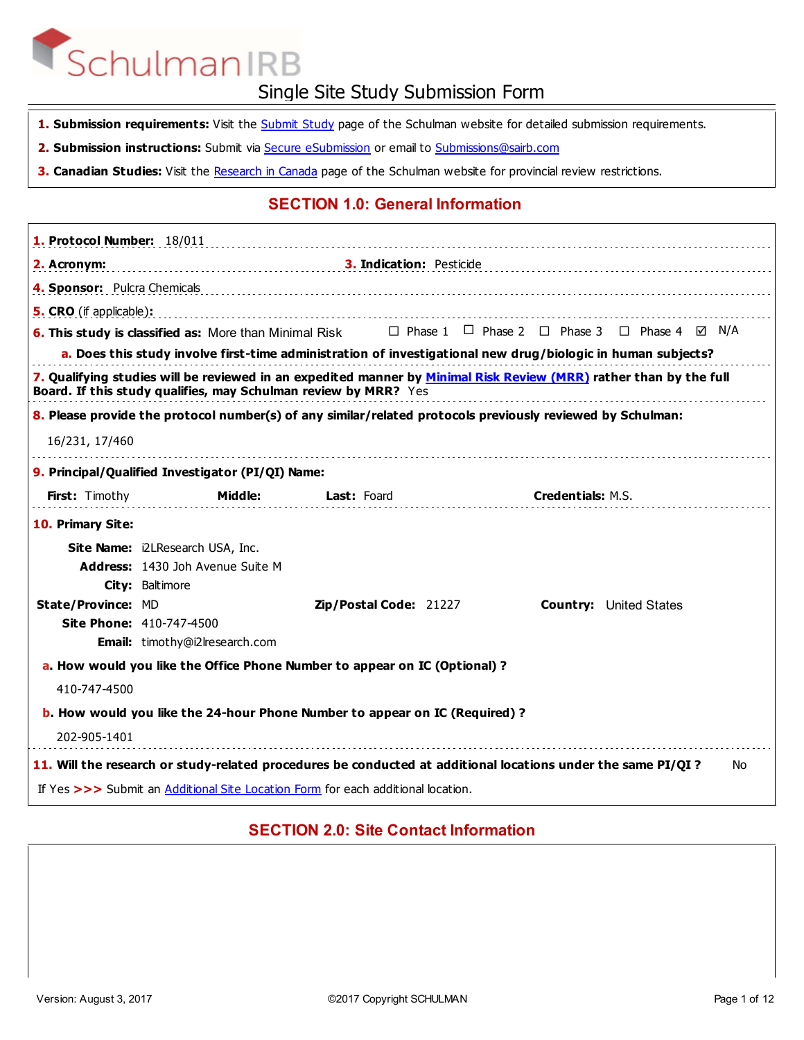# SchulmanIRB

## Single Site Study Submission Form

1. **Submission requirements:** Visit the Submit Study page of the Schulman website for detailed submission requirements.
2. **Submission instructions:** Submit via Secure eSubmission or email to Submissions@sairb.com
3. **Canadian Studies:** Visit the Research in Canada page of the Schulman website for provincial review restrictions.

## SECTION 1.0: General Information

1. **Protocol Number:** 18/011
2. **Acronym:**
3. **Indication:** Pesticide
4. **Sponsor:** Pulcra Chemicals
5. **CRO** (if applicable)**:**
6. **This study is classified as:** More than Minimal Risk ☐ Phase 1 ☐ Phase 2 ☐ Phase 3 ☐ Phase 4 ☑ N/A
   a. **Does this study involve first-time administration of investigational new drug/biologic in human subjects?**
7. **Qualifying studies will be reviewed in an expedited manner by Minimal Risk Review (MRR) rather than by the full Board. If this study qualifies, may Schulman review by MRR?** Yes
8. **Please provide the protocol number(s) of any similar/related protocols previously reviewed by Schulman:**

   16/231, 17/460

9. **Principal/Qualified Investigator (PI/QI) Name:**

   **First:** Timothy **Middle:** **Last:** Foard **Credentials:** M.S.

10. **Primary Site:**

    **Site Name:** i2LResearch USA, Inc.
    **Address:** 1430 Joh Avenue Suite M
    **City:** Baltimore
    **State/Province:** MD **Zip/Postal Code:** 21227 **Country:** United States
    **Site Phone:** 410-747-4500
    **Email:** timothy@i2lresearch.com

    a. **How would you like the Office Phone Number to appear on IC (Optional) ?**

    410-747-4500

    b. **How would you like the 24-hour Phone Number to appear on IC (Required) ?**

    202-905-1401

11. **Will the research or study-related procedures be conducted at additional locations under the same PI/QI ?** No

    If Yes >>> Submit an Additional Site Location Form for each additional location.

## SECTION 2.0: Site Contact Information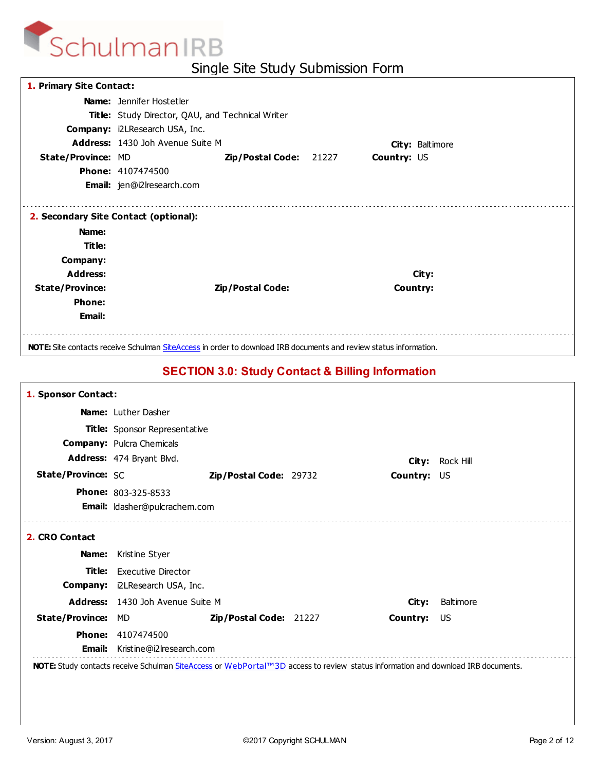SchulmanIRB

# Single Site Study Submission Form

**1. Primary Site Contact:**

**Name:** Jennifer Hostetler
**Title:** Study Director, QAU, and Technical Writer
**Company:** i2LResearch USA, Inc.
**Address:** 1430 Joh Avenue Suite M
**City:** Baltimore
**State/Province:** MD
**Zip/Postal Code:** 21227
**Country:** US
**Phone:** 4107474500
**Email:** jen@i2lresearch.com

**2. Secondary Site Contact (optional):**

**Name:**
**Title:**
**Company:**
**Address:**
**City:**
**State/Province:**
**Zip/Postal Code:**
**Country:**
**Phone:**
**Email:**

**NOTE:** Site contacts receive Schulman SiteAccess in order to download IRB documents and review status information.

## SECTION 3.0: Study Contact & Billing Information

**1. Sponsor Contact:**

**Name:** Luther Dasher
**Title:** Sponsor Representative
**Company:** Pulcra Chemicals
**Address:** 474 Bryant Blvd.
**City:** Rock Hill
**State/Province:** SC
**Zip/Postal Code:** 29732
**Country:** US
**Phone:** 803-325-8533
**Email:** ldasher@pulcrachem.com

**2. CRO Contact**

**Name:** Kristine Styer
**Title:** Executive Director
**Company:** i2LResearch USA, Inc.
**Address:** 1430 Joh Avenue Suite M
**City:** Baltimore
**State/Province:** MD
**Zip/Postal Code:** 21227
**Country:** US
**Phone:** 4107474500
**Email:** Kristine@i2lresearch.com

**NOTE:** Study contacts receive Schulman SiteAccess or WebPortal™3D access to review status information and download IRB documents.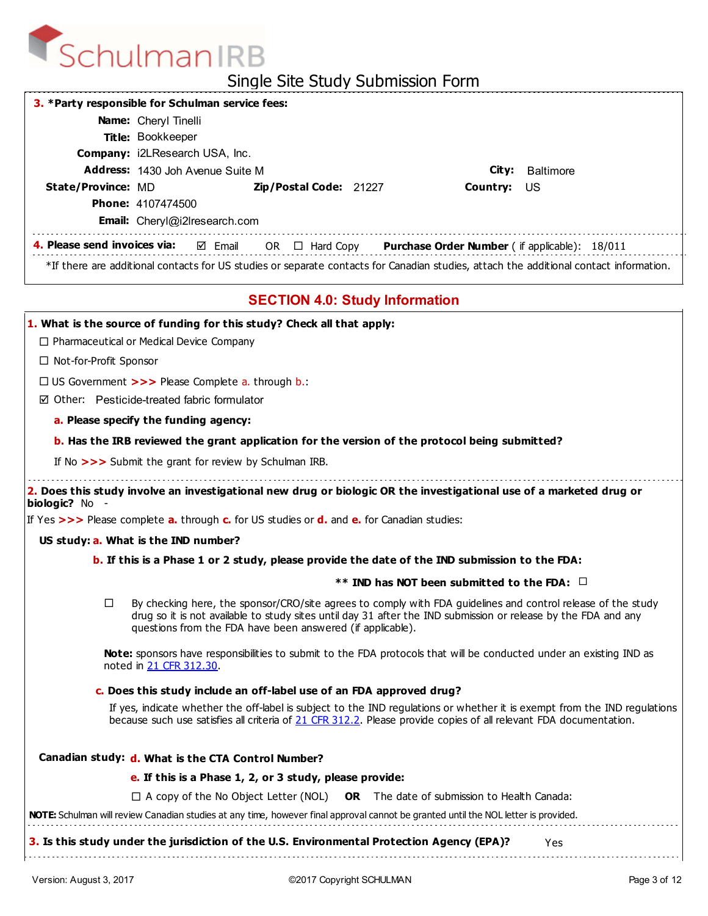# SchulmanIRB

## Single Site Study Submission Form

**3.** ***Party responsible for Schulman service fees:**

**Name:** Cheryl Tinelli
**Title:** Bookkeeper
**Company:** i2LResearch USA, Inc.
**Address:** 1430 Joh Avenue Suite M **City:** Baltimore
**State/Province:** MD **Zip/Postal Code:** 21227 **Country:** US
**Phone:** 4107474500
**Email:** Cheryl@i2lresearch.com

**4. Please send invoices via:** ☑ Email OR ☐ Hard Copy **Purchase Order Number** ( if applicable): 18/011

*If there are additional contacts for US studies or separate contacts for Canadian studies, attach the additional contact information.

## SECTION 4.0: Study Information

**1. What is the source of funding for this study? Check all that apply:**

☐ Pharmaceutical or Medical Device Company

☐ Not-for-Profit Sponsor

☐ US Government **>>>** Please Complete a. through b.:

☑ Other: Pesticide-treated fabric formulator

**a. Please specify the funding agency:**

**b. Has the IRB reviewed the grant application for the version of the protocol being submitted?**

If No **>>>** Submit the grant for review by Schulman IRB.

**2. Does this study involve an investigational new drug or biologic OR the investigational use of a marketed drug or biologic?** No -

If Yes **>>>** Please complete **a.** through **c.** for US studies or **d.** and **e.** for Canadian studies:

**US study: a. What is the IND number?**

**b. If this is a Phase 1 or 2 study, please provide the date of the IND submission to the FDA:**

**** IND has NOT been submitted to the FDA:** ☐

☐ By checking here, the sponsor/CRO/site agrees to comply with FDA guidelines and control release of the study drug so it is not available to study sites until day 31 after the IND submission or release by the FDA and any questions from the FDA have been answered (if applicable).

**Note:** sponsors have responsibilities to submit to the FDA protocols that will be conducted under an existing IND as noted in 21 CFR 312.30.

**c. Does this study include an off-label use of an FDA approved drug?**

If yes, indicate whether the off-label is subject to the IND regulations or whether it is exempt from the IND regulations because such use satisfies all criteria of 21 CFR 312.2. Please provide copies of all relevant FDA documentation.

**Canadian study: d. What is the CTA Control Number?**

**e. If this is a Phase 1, 2, or 3 study, please provide:**

☐ A copy of the No Object Letter (NOL) **OR** The date of submission to Health Canada:

**NOTE:** Schulman will review Canadian studies at any time, however final approval cannot be granted until the NOL letter is provided.

**3. Is this study under the jurisdiction of the U.S. Environmental Protection Agency (EPA)?** Yes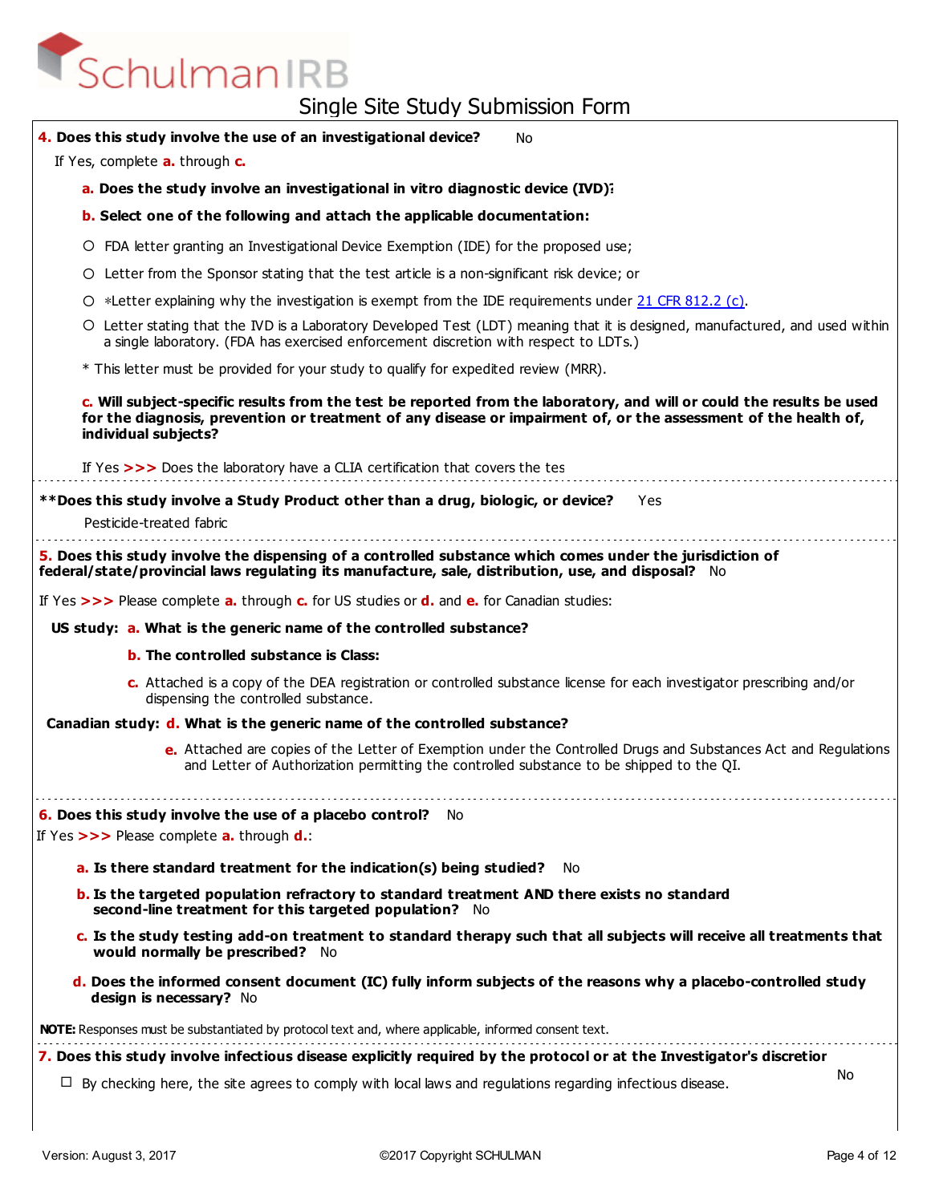**4. Does this study involve the use of an investigational device?** No

If Yes, complete **a.** through **c.**

**a. Does the study involve an investigational in vitro diagnostic device (IVD)?**

**b. Select one of the following and attach the applicable documentation:**

- ○ FDA letter granting an Investigational Device Exemption (IDE) for the proposed use;
- ○ Letter from the Sponsor stating that the test article is a non-significant risk device; or
- ○ *Letter explaining why the investigation is exempt from the IDE requirements under [21 CFR 812.2 (c)].
- ○ Letter stating that the IVD is a Laboratory Developed Test (LDT) meaning that it is designed, manufactured, and used within a single laboratory. (FDA has exercised enforcement discretion with respect to LDTs.)

\* This letter must be provided for your study to qualify for expedited review (MRR).

**c. Will subject-specific results from the test be reported from the laboratory, and will or could the results be used for the diagnosis, prevention or treatment of any disease or impairment of, or the assessment of the health of, individual subjects?**

If Yes **>>>** Does the laboratory have a CLIA certification that covers the tes

---

**\*\*Does this study involve a Study Product other than a drug, biologic, or device?** Yes

Pesticide-treated fabric

---

**5. Does this study involve the dispensing of a controlled substance which comes under the jurisdiction of federal/state/provincial laws regulating its manufacture, sale, distribution, use, and disposal?** No

If Yes **>>>** Please complete **a.** through **c.** for US studies or **d.** and **e.** for Canadian studies:

**US study: a. What is the generic name of the controlled substance?**

**b. The controlled substance is Class:**

**c.** Attached is a copy of the DEA registration or controlled substance license for each investigator prescribing and/or dispensing the controlled substance.

**Canadian study: d. What is the generic name of the controlled substance?**

**e.** Attached are copies of the Letter of Exemption under the Controlled Drugs and Substances Act and Regulations and Letter of Authorization permitting the controlled substance to be shipped to the QI.

---

**6. Does this study involve the use of a placebo control?** No

If Yes **>>>** Please complete **a.** through **d.**:

**a. Is there standard treatment for the indication(s) being studied?** No

**b. Is the targeted population refractory to standard treatment AND there exists no standard second-line treatment for this targeted population?** No

**c. Is the study testing add-on treatment to standard therapy such that all subjects will receive all treatments that would normally be prescribed?** No

**d. Does the informed consent document (IC) fully inform subjects of the reasons why a placebo-controlled study design is necessary?** No

**NOTE:** Responses must be substantiated by protocol text and, where applicable, informed consent text.

---

**7. Does this study involve infectious disease explicitly required by the protocol or at the Investigator's discretior** No

☐ By checking here, the site agrees to comply with local laws and regulations regarding infectious disease.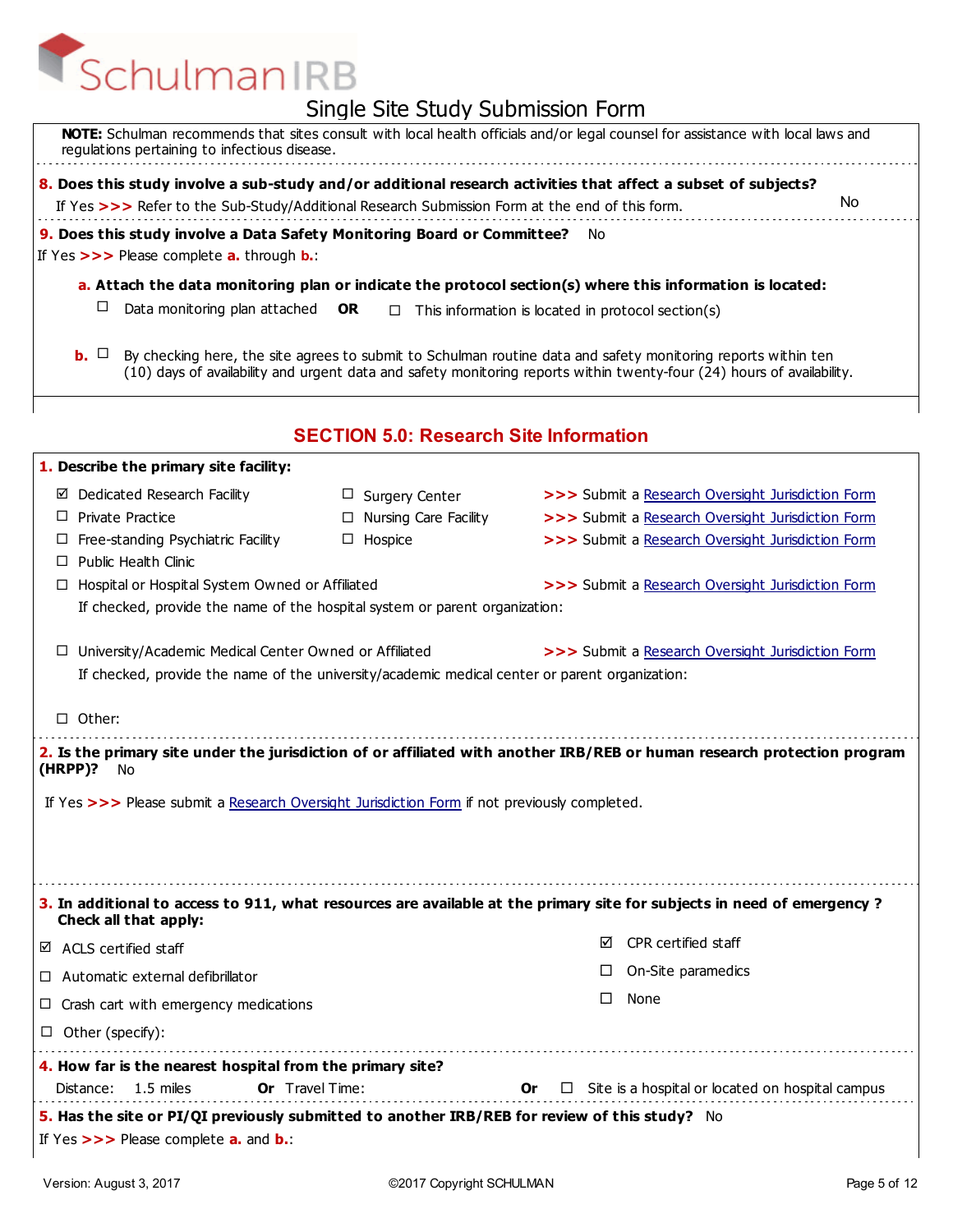**NOTE:** Schulman recommends that sites consult with local health officials and/or legal counsel for assistance with local laws and regulations pertaining to infectious disease.

**8. Does this study involve a sub-study and/or additional research activities that affect a subset of subjects?**
If Yes >>> Refer to the Sub-Study/Additional Research Submission Form at the end of this form. No

**9. Does this study involve a Data Safety Monitoring Board or Committee?** No
If Yes >>> Please complete **a.** through **b.**:

**a. Attach the data monitoring plan or indicate the protocol section(s) where this information is located:**

☐ Data monitoring plan attached **OR** ☐ This information is located in protocol section(s)

**b.** ☐ By checking here, the site agrees to submit to Schulman routine data and safety monitoring reports within ten (10) days of availability and urgent data and safety monitoring reports within twenty-four (24) hours of availability.

## SECTION 5.0: Research Site Information

**1. Describe the primary site facility:**

- ☑ Dedicated Research Facility
- ☐ Private Practice
- ☐ Free-standing Psychiatric Facility
- ☐ Public Health Clinic
- ☐ Surgery Center >>> Submit a Research Oversight Jurisdiction Form
- ☐ Nursing Care Facility >>> Submit a Research Oversight Jurisdiction Form
- ☐ Hospice >>> Submit a Research Oversight Jurisdiction Form
- ☐ Hospital or Hospital System Owned or Affiliated >>> Submit a Research Oversight Jurisdiction Form
  If checked, provide the name of the hospital system or parent organization:
- ☐ University/Academic Medical Center Owned or Affiliated >>> Submit a Research Oversight Jurisdiction Form
  If checked, provide the name of the university/academic medical center or parent organization:
- ☐ Other:

**2. Is the primary site under the jurisdiction of or affiliated with another IRB/REB or human research protection program (HRPP)?** No

If Yes >>> Please submit a Research Oversight Jurisdiction Form if not previously completed.

**3. In additional to access to 911, what resources are available at the primary site for subjects in need of emergency ? Check all that apply:**

- ☑ ACLS certified staff
- ☐ Automatic external defibrillator
- ☐ Crash cart with emergency medications
- ☐ Other (specify):
- ☑ CPR certified staff
- ☐ On-Site paramedics
- ☐ None

**4. How far is the nearest hospital from the primary site?**
Distance: 1.5 miles **Or** Travel Time: **Or** ☐ Site is a hospital or located on hospital campus

**5. Has the site or PI/QI previously submitted to another IRB/REB for review of this study?** No
If Yes >>> Please complete **a.** and **b.**: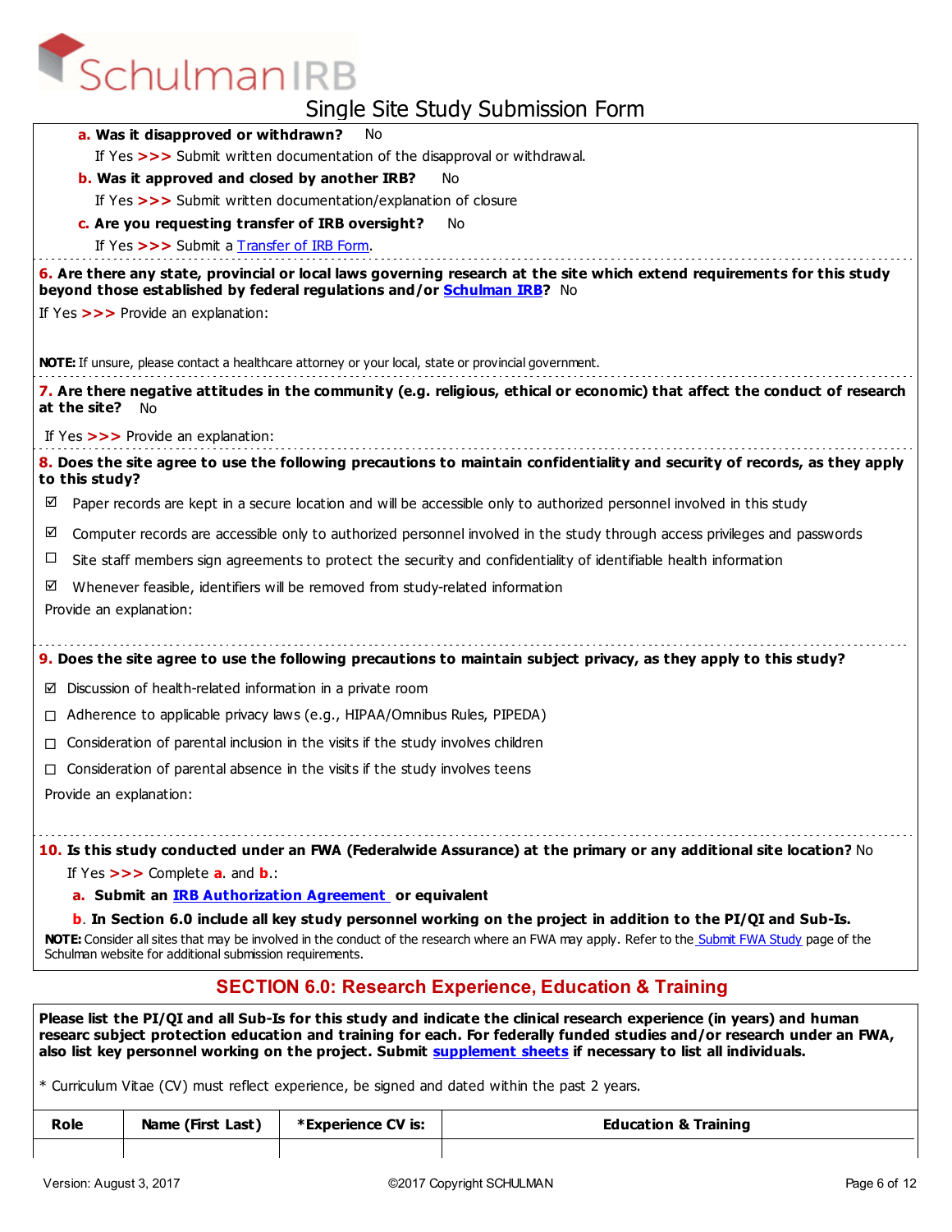# Single Site Study Submission Form

**a. Was it disapproved or withdrawn?** No

If Yes >>> Submit written documentation of the disapproval or withdrawal.

**b. Was it approved and closed by another IRB?** No

If Yes >>> Submit written documentation/explanation of closure

**c. Are you requesting transfer of IRB oversight?** No

If Yes >>> Submit a Transfer of IRB Form.

**6. Are there any state, provincial or local laws governing research at the site which extend requirements for this study beyond those established by federal regulations and/or Schulman IRB?** No

If Yes >>> Provide an explanation:

**NOTE:** If unsure, please contact a healthcare attorney or your local, state or provincial government.

**7. Are there negative attitudes in the community (e.g. religious, ethical or economic) that affect the conduct of research at the site?** No

If Yes >>> Provide an explanation:

**8. Does the site agree to use the following precautions to maintain confidentiality and security of records, as they apply to this study?**

- ☑ Paper records are kept in a secure location and will be accessible only to authorized personnel involved in this study
- ☑ Computer records are accessible only to authorized personnel involved in the study through access privileges and passwords
- ☐ Site staff members sign agreements to protect the security and confidentiality of identifiable health information
- ☑ Whenever feasible, identifiers will be removed from study-related information

Provide an explanation:

**9. Does the site agree to use the following precautions to maintain subject privacy, as they apply to this study?**

- ☑ Discussion of health-related information in a private room
- ☐ Adherence to applicable privacy laws (e.g., HIPAA/Omnibus Rules, PIPEDA)
- ☐ Consideration of parental inclusion in the visits if the study involves children
- ☐ Consideration of parental absence in the visits if the study involves teens

Provide an explanation:

**10. Is this study conducted under an FWA (Federalwide Assurance) at the primary or any additional site location?** No

If Yes >>> Complete **a.** and **b.**:

**a. Submit an IRB Authorization Agreement or equivalent**

**b. In Section 6.0 include all key study personnel working on the project in addition to the PI/QI and Sub-Is.**

**NOTE:** Consider all sites that may be involved in the conduct of the research where an FWA may apply. Refer to the Submit FWA Study page of the Schulman website for additional submission requirements.

## SECTION 6.0: Research Experience, Education & Training

**Please list the PI/QI and all Sub-Is for this study and indicate the clinical research experience (in years) and human researc subject protection education and training for each. For federally funded studies and/or research under an FWA, also list key personnel working on the project. Submit supplement sheets if necessary to list all individuals.**

* Curriculum Vitae (CV) must reflect experience, be signed and dated within the past 2 years.

| Role | Name (First Last) | *Experience CV is: | Education & Training |
|---|---|---|---|
| | | | |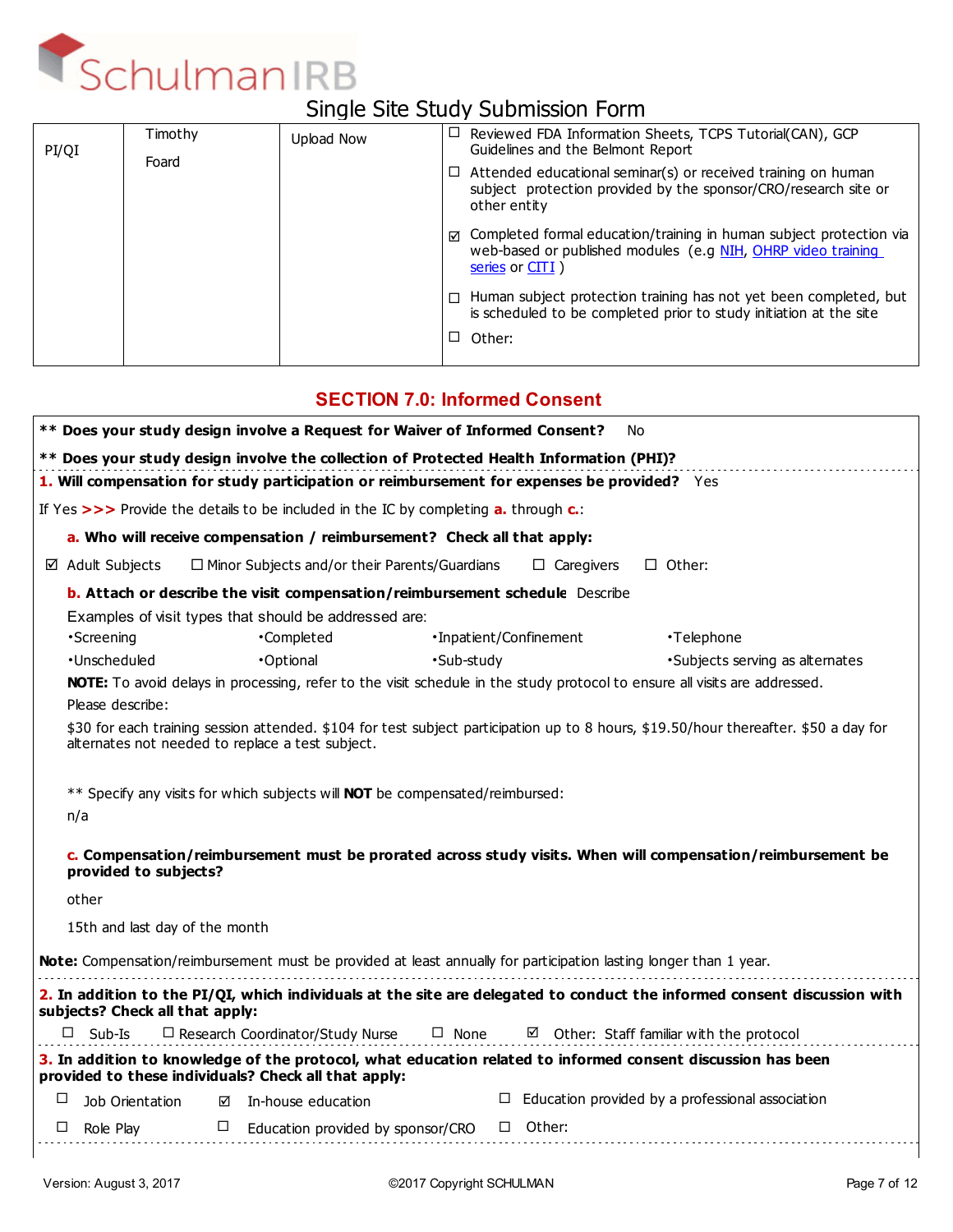# Single Site Study Submission Form

| PI/QI | Timothy Foard | Upload Now | ☐ Reviewed FDA Information Sheets, TCPS Tutorial(CAN), GCP Guidelines and the Belmont Report<br>☐ Attended educational seminar(s) or received training on human subject protection provided by the sponsor/CRO/research site or other entity<br>☑ Completed formal education/training in human subject protection via web-based or published modules (e.g NIH, OHRP video training series or CITI )<br>☐ Human subject protection training has not yet been completed, but is scheduled to be completed prior to study initiation at the site<br>☐ Other: |
|---|---|---|---|

## SECTION 7.0: Informed Consent

**\*\* Does your study design involve a Request for Waiver of Informed Consent?** No

**\*\* Does your study design involve the collection of Protected Health Information (PHI)?**

**1. Will compensation for study participation or reimbursement for expenses be provided?** Yes

If Yes >>> Provide the details to be included in the IC by completing **a.** through **c.**:

**a. Who will receive compensation / reimbursement? Check all that apply:**

☑ Adult Subjects ☐ Minor Subjects and/or their Parents/Guardians ☐ Caregivers ☐ Other:

**b. Attach or describe the visit compensation/reimbursement schedule** Describe

Examples of visit types that should be addressed are:

- Screening
- Completed
- Inpatient/Confinement
- Telephone
- Unscheduled
- Optional
- Sub-study
- Subjects serving as alternates

**NOTE:** To avoid delays in processing, refer to the visit schedule in the study protocol to ensure all visits are addressed.

Please describe:

$30 for each training session attended. $104 for test subject participation up to 8 hours, $19.50/hour thereafter. $50 a day for alternates not needed to replace a test subject.

\*\* Specify any visits for which subjects will **NOT** be compensated/reimbursed:

n/a

**c. Compensation/reimbursement must be prorated across study visits. When will compensation/reimbursement be provided to subjects?**

other

15th and last day of the month

**Note:** Compensation/reimbursement must be provided at least annually for participation lasting longer than 1 year.

**2. In addition to the PI/QI, which individuals at the site are delegated to conduct the informed consent discussion with subjects? Check all that apply:**

☐ Sub-Is ☐ Research Coordinator/Study Nurse ☐ None ☑ Other: Staff familiar with the protocol

**3. In addition to knowledge of the protocol, what education related to informed consent discussion has been provided to these individuals? Check all that apply:**

☐ Job Orientation ☑ In-house education ☐ Education provided by a professional association

☐ Role Play ☐ Education provided by sponsor/CRO ☐ Other: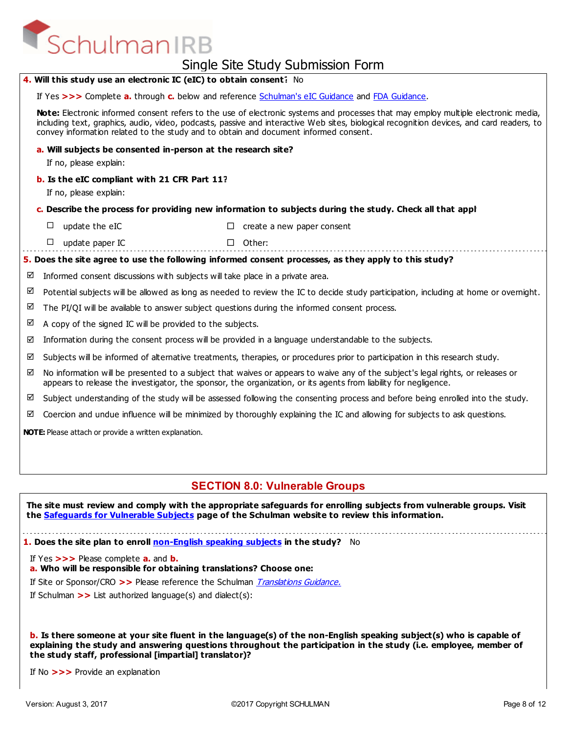# Single Site Study Submission Form

**4. Will this study use an electronic IC (eIC) to obtain consent:** No

If Yes **>>>** Complete **a.** through **c.** below and reference Schulman's eIC Guidance and FDA Guidance.

**Note:** Electronic informed consent refers to the use of electronic systems and processes that may employ multiple electronic media, including text, graphics, audio, video, podcasts, passive and interactive Web sites, biological recognition devices, and card readers, to convey information related to the study and to obtain and document informed consent.

**a. Will subjects be consented in-person at the research site?**

If no, please explain:

**b. Is the eIC compliant with 21 CFR Part 11?**

If no, please explain:

**c. Describe the process for providing new information to subjects during the study. Check all that appl**

- ☐ update the eIC
- ☐ create a new paper consent
- ☐ update paper IC
- ☐ Other:

**5. Does the site agree to use the following informed consent processes, as they apply to this study?**

- ☑ Informed consent discussions with subjects will take place in a private area.
- ☑ Potential subjects will be allowed as long as needed to review the IC to decide study participation, including at home or overnight.
- ☑ The PI/QI will be available to answer subject questions during the informed consent process.
- ☑ A copy of the signed IC will be provided to the subjects.
- ☑ Information during the consent process will be provided in a language understandable to the subjects.
- ☑ Subjects will be informed of alternative treatments, therapies, or procedures prior to participation in this research study.
- ☑ No information will be presented to a subject that waives or appears to waive any of the subject's legal rights, or releases or appears to release the investigator, the sponsor, the organization, or its agents from liability for negligence.
- ☑ Subject understanding of the study will be assessed following the consenting process and before being enrolled into the study.
- ☑ Coercion and undue influence will be minimized by thoroughly explaining the IC and allowing for subjects to ask questions.

**NOTE:** Please attach or provide a written explanation.

## SECTION 8.0: Vulnerable Groups

**The site must review and comply with the appropriate safeguards for enrolling subjects from vulnerable groups. Visit the Safeguards for Vulnerable Subjects page of the Schulman website to review this information.**

**1. Does the site plan to enroll non-English speaking subjects in the study?** No

If Yes **>>>** Please complete **a.** and **b.**

**a. Who will be responsible for obtaining translations? Choose one:**

If Site or Sponsor/CRO **>>** Please reference the Schulman *Translations Guidance.*

If Schulman **>>** List authorized language(s) and dialect(s):

**b. Is there someone at your site fluent in the language(s) of the non-English speaking subject(s) who is capable of explaining the study and answering questions throughout the participation in the study (i.e. employee, member of the study staff, professional [impartial] translator)?**

If No **>>>** Provide an explanation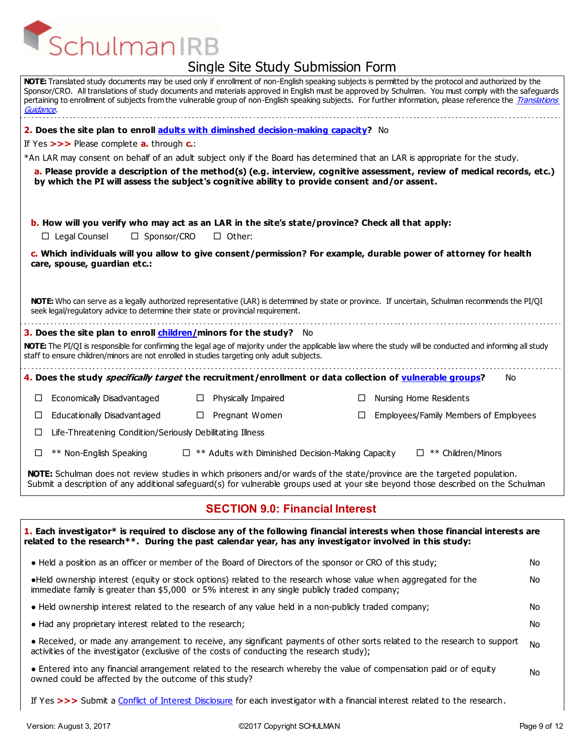# Schulman IRB

## Single Site Study Submission Form

**NOTE:** Translated study documents may be used only if enrollment of non-English speaking subjects is permitted by the protocol and authorized by the Sponsor/CRO. All translations of study documents and materials approved in English must be approved by Schulman. You must comply with the safeguards pertaining to enrollment of subjects from the vulnerable group of non-English speaking subjects. For further information, please reference the *Translations Guidance*.

**2. Does the site plan to enroll adults with diminshed decision-making capacity?** No

If Yes >>> Please complete **a.** through **c.**:

*An LAR may consent on behalf of an adult subject only if the Board has determined that an LAR is appropriate for the study.

**a. Please provide a description of the method(s) (e.g. interview, cognitive assessment, review of medical records, etc.) by which the PI will assess the subject's cognitive ability to provide consent and/or assent.**

**b. How will you verify who may act as an LAR in the site's state/province? Check all that apply:**

☐ Legal Counsel ☐ Sponsor/CRO ☐ Other:

**c. Which individuals will you allow to give consent/permission? For example, durable power of attorney for health care, spouse, guardian etc.:**

**NOTE:** Who can serve as a legally authorized representative (LAR) is determined by state or province. If uncertain, Schulman recommends the PI/QI seek legal/regulatory advice to determine their state or provincial requirement.

**3. Does the site plan to enroll children/minors for the study?** No

**NOTE:** The PI/QI is responsible for confirming the legal age of majority under the applicable law where the study will be conducted and informing all study staff to ensure children/minors are not enrolled in studies targeting only adult subjects.

**4. Does the study *specifically target* the recruitment/enrollment or data collection of vulnerable groups?** No

- ☐ Economically Disadvantaged
- ☐ Physically Impaired
- ☐ Nursing Home Residents
- ☐ Educationally Disadvantaged
- ☐ Pregnant Women
- ☐ Employees/Family Members of Employees
- ☐ Life-Threatening Condition/Seriously Debilitating Illness
- ☐ ** Non-English Speaking
- ☐ ** Adults with Diminished Decision-Making Capacity
- ☐ ** Children/Minors

**NOTE:** Schulman does not review studies in which prisoners and/or wards of the state/province are the targeted population. Submit a description of any additional safeguard(s) for vulnerable groups used at your site beyond those described on the Schulman

## SECTION 9.0: Financial Interest

**1. Each investigator* is required to disclose any of the following financial interests when those financial interests are related to the research**. During the past calendar year, has any investigator involved in this study:**

| | |
|---|---|
| • Held a position as an officer or member of the Board of Directors of the sponsor or CRO of this study; | No |
| • Held ownership interest (equity or stock options) related to the research whose value when aggregated for the immediate family is greater than $5,000 or 5% interest in any single publicly traded company; | No |
| • Held ownership interest related to the research of any value held in a non-publicly traded company; | No |
| • Had any proprietary interest related to the research; | No |
| • Received, or made any arrangement to receive, any significant payments of other sorts related to the research to support activities of the investigator (exclusive of the costs of conducting the research study); | No |
| • Entered into any financial arrangement related to the research whereby the value of compensation paid or of equity owned could be affected by the outcome of this study? | No |

If Yes >>> Submit a Conflict of Interest Disclosure for each investigator with a financial interest related to the research.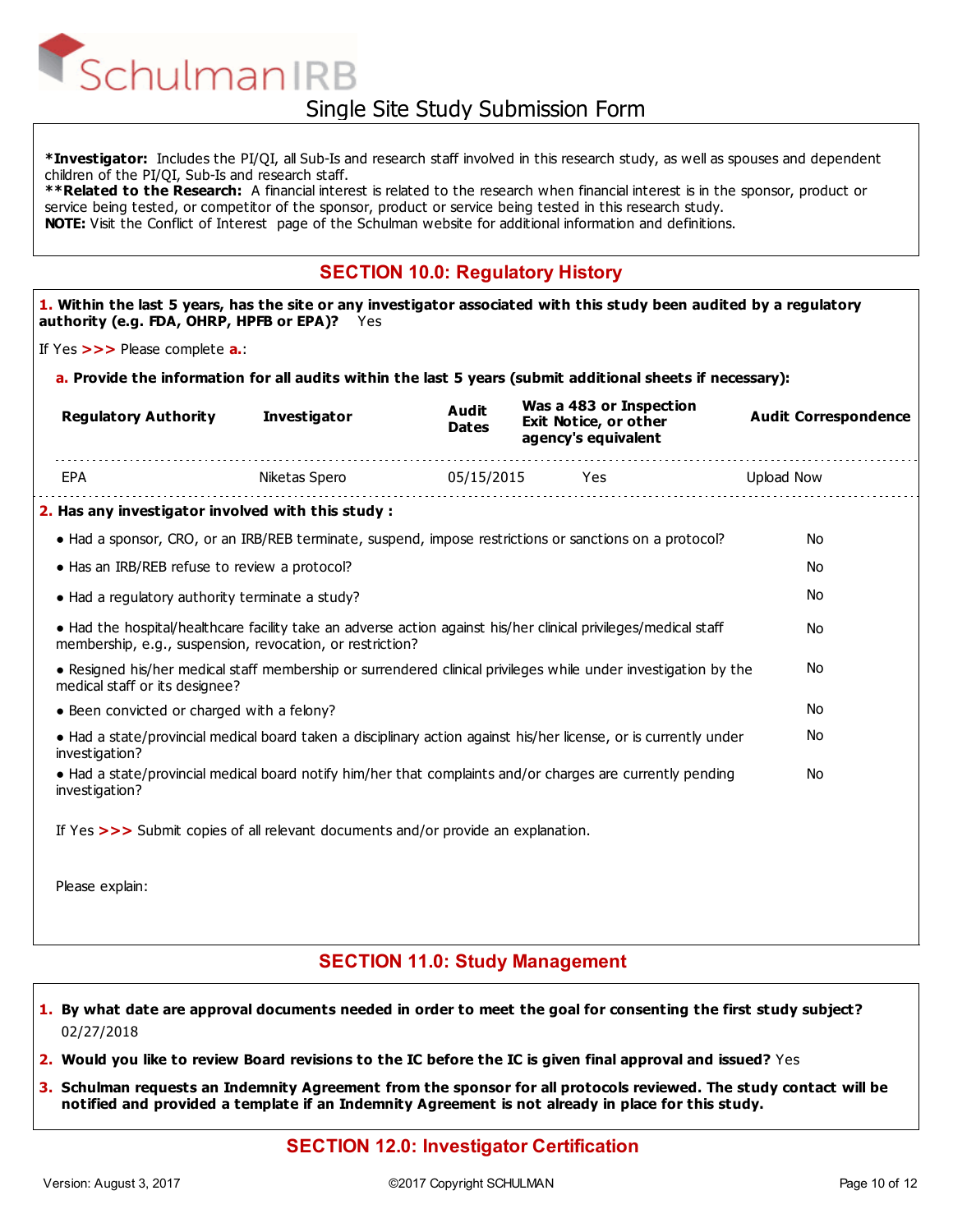# Schulman IRB

## Single Site Study Submission Form

***Investigator:** Includes the PI/QI, all Sub-Is and research staff involved in this research study, as well as spouses and dependent children of the PI/QI, Sub-Is and research staff.
****Related to the Research:** A financial interest is related to the research when financial interest is in the sponsor, product or service being tested, or competitor of the sponsor, product or service being tested in this research study.
**NOTE:** Visit the Conflict of Interest page of the Schulman website for additional information and definitions.

## SECTION 10.0: Regulatory History

**1. Within the last 5 years, has the site or any investigator associated with this study been audited by a regulatory authority (e.g. FDA, OHRP, HPFB or EPA)?** Yes

If Yes >>> Please complete **a.**:

**a. Provide the information for all audits within the last 5 years (submit additional sheets if necessary):**

| Regulatory Authority | Investigator | Audit Dates | Was a 483 or Inspection Exit Notice, or other agency's equivalent | Audit Correspondence |
|---|---|---|---|---|
| EPA | Niketas Spero | 05/15/2015 | Yes | Upload Now |

**2. Has any investigator involved with this study :**

| | |
|---|---|
| • Had a sponsor, CRO, or an IRB/REB terminate, suspend, impose restrictions or sanctions on a protocol? | No |
| • Has an IRB/REB refuse to review a protocol? | No |
| • Had a regulatory authority terminate a study? | No |
| • Had the hospital/healthcare facility take an adverse action against his/her clinical privileges/medical staff membership, e.g., suspension, revocation, or restriction? | No |
| • Resigned his/her medical staff membership or surrendered clinical privileges while under investigation by the medical staff or its designee? | No |
| • Been convicted or charged with a felony? | No |
| • Had a state/provincial medical board taken a disciplinary action against his/her license, or is currently under investigation? | No |
| • Had a state/provincial medical board notify him/her that complaints and/or charges are currently pending investigation? | No |

If Yes >>> Submit copies of all relevant documents and/or provide an explanation.

Please explain:

## SECTION 11.0: Study Management

1. **By what date are approval documents needed in order to meet the goal for consenting the first study subject?** 02/27/2018
2. **Would you like to review Board revisions to the IC before the IC is given final approval and issued?** Yes
3. **Schulman requests an Indemnity Agreement from the sponsor for all protocols reviewed. The study contact will be notified and provided a template if an Indemnity Agreement is not already in place for this study.**

## SECTION 12.0: Investigator Certification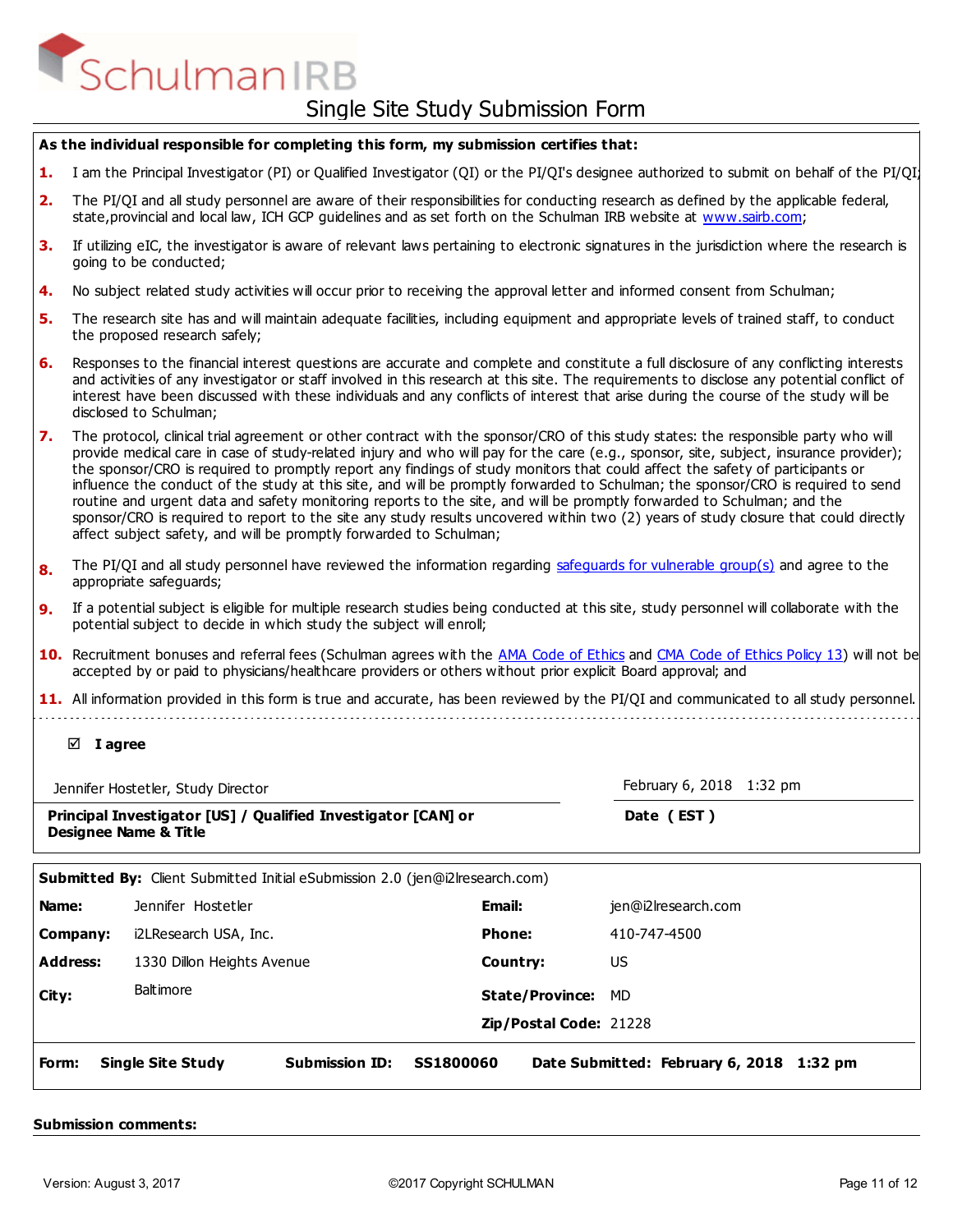SchulmanIRB

# Single Site Study Submission Form

**As the individual responsible for completing this form, my submission certifies that:**

1. I am the Principal Investigator (PI) or Qualified Investigator (QI) or the PI/QI's designee authorized to submit on behalf of the PI/QI;
2. The PI/QI and all study personnel are aware of their responsibilities for conducting research as defined by the applicable federal, state,provincial and local law, ICH GCP guidelines and as set forth on the Schulman IRB website at www.sairb.com;
3. If utilizing eIC, the investigator is aware of relevant laws pertaining to electronic signatures in the jurisdiction where the research is going to be conducted;
4. No subject related study activities will occur prior to receiving the approval letter and informed consent from Schulman;
5. The research site has and will maintain adequate facilities, including equipment and appropriate levels of trained staff, to conduct the proposed research safely;
6. Responses to the financial interest questions are accurate and complete and constitute a full disclosure of any conflicting interests and activities of any investigator or staff involved in this research at this site. The requirements to disclose any potential conflict of interest have been discussed with these individuals and any conflicts of interest that arise during the course of the study will be disclosed to Schulman;
7. The protocol, clinical trial agreement or other contract with the sponsor/CRO of this study states: the responsible party who will provide medical care in case of study-related injury and who will pay for the care (e.g., sponsor, site, subject, insurance provider); the sponsor/CRO is required to promptly report any findings of study monitors that could affect the safety of participants or influence the conduct of the study at this site, and will be promptly forwarded to Schulman; the sponsor/CRO is required to send routine and urgent data and safety monitoring reports to the site, and will be promptly forwarded to Schulman; and the sponsor/CRO is required to report to the site any study results uncovered within two (2) years of study closure that could directly affect subject safety, and will be promptly forwarded to Schulman;
8. The PI/QI and all study personnel have reviewed the information regarding safeguards for vulnerable group(s) and agree to the appropriate safeguards;
9. If a potential subject is eligible for multiple research studies being conducted at this site, study personnel will collaborate with the potential subject to decide in which study the subject will enroll;
10. Recruitment bonuses and referral fees (Schulman agrees with the AMA Code of Ethics and CMA Code of Ethics Policy 13) will not be accepted by or paid to physicians/healthcare providers or others without prior explicit Board approval; and
11. All information provided in this form is true and accurate, has been reviewed by the PI/QI and communicated to all study personnel.

☑ **I agree**

| Jennifer Hostetler, Study Director | February 6, 2018 1:32 pm |
|---|---|
| **Principal Investigator [US] / Qualified Investigator [CAN] or Designee Name & Title** | **Date ( EST )** |

**Submitted By:** Client Submitted Initial eSubmission 2.0 (jen@i2lresearch.com)

| | | | |
|---|---|---|---|
| **Name:** | Jennifer Hostetler | **Email:** | jen@i2lresearch.com |
| **Company:** | i2LResearch USA, Inc. | **Phone:** | 410-747-4500 |
| **Address:** | 1330 Dillon Heights Avenue | **Country:** | US |
| **City:** | Baltimore | **State/Province:** | MD |
| | | **Zip/Postal Code:** | 21228 |

**Form:** **Single Site Study** **Submission ID:** **SS1800060** **Date Submitted:** **February 6, 2018 1:32 pm**

**Submission comments:**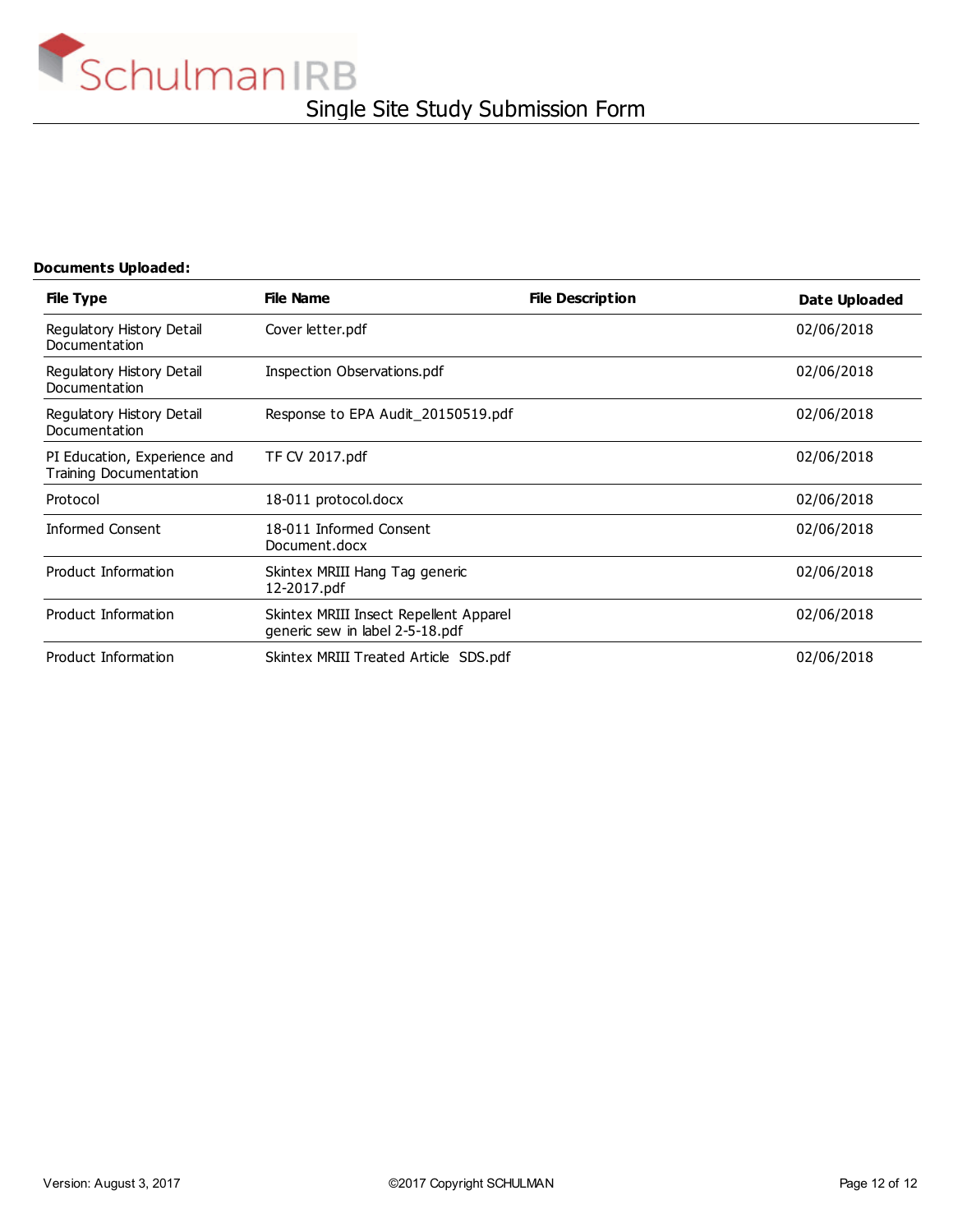**Documents Uploaded:**

| File Type | File Name | File Description | Date Uploaded |
|---|---|---|---|
| Regulatory History Detail Documentation | Cover letter.pdf | | 02/06/2018 |
| Regulatory History Detail Documentation | Inspection Observations.pdf | | 02/06/2018 |
| Regulatory History Detail Documentation | Response to EPA Audit_20150519.pdf | | 02/06/2018 |
| PI Education, Experience and Training Documentation | TF CV 2017.pdf | | 02/06/2018 |
| Protocol | 18-011 protocol.docx | | 02/06/2018 |
| Informed Consent | 18-011 Informed Consent Document.docx | | 02/06/2018 |
| Product Information | Skintex MRIII Hang Tag generic 12-2017.pdf | | 02/06/2018 |
| Product Information | Skintex MRIII Insect Repellent Apparel generic sew in label 2-5-18.pdf | | 02/06/2018 |
| Product Information | Skintex MRIII Treated Article SDS.pdf | | 02/06/2018 |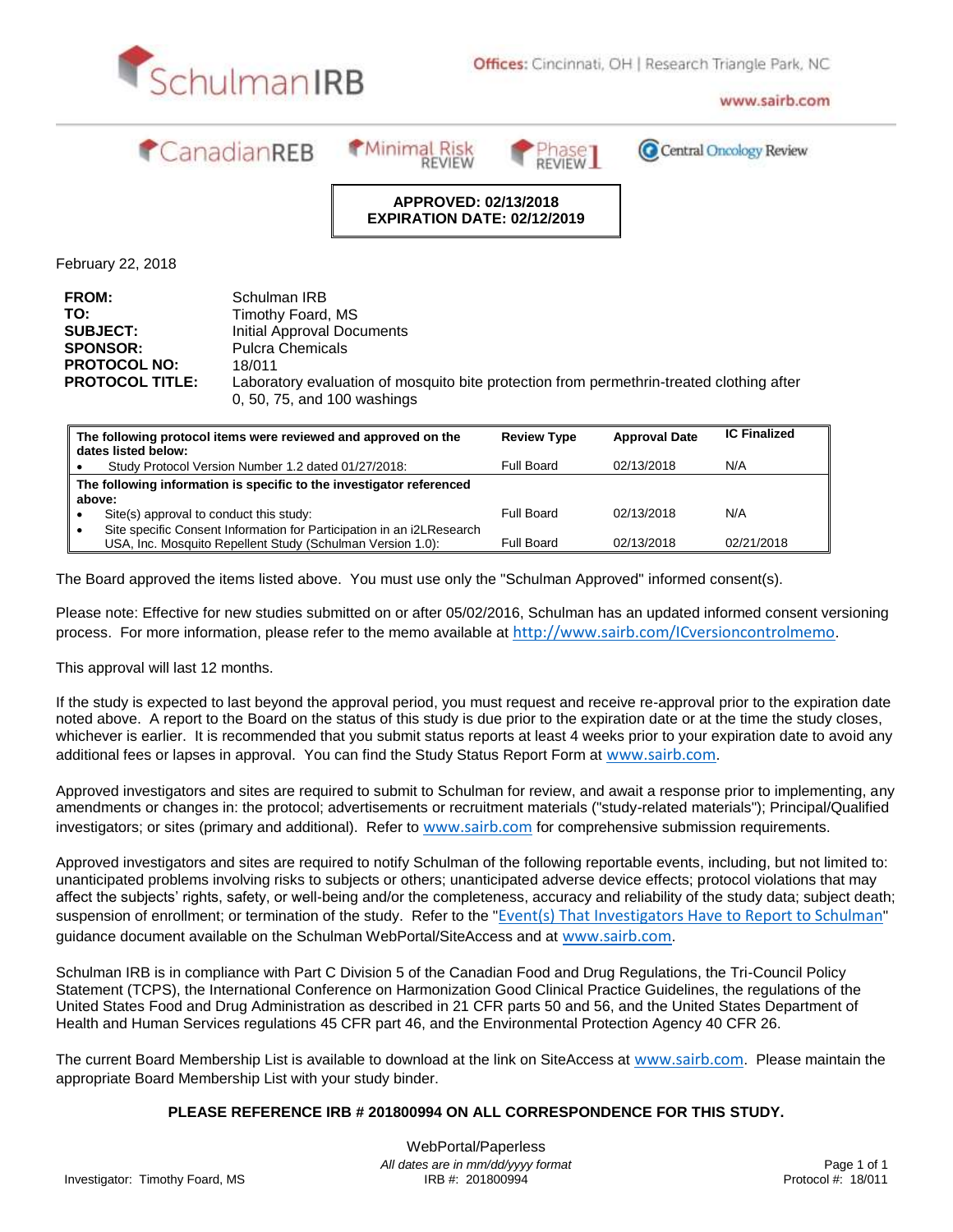SchulmanIRB

**Offices:** Cincinnati, OH | Research Triangle Park, NC

www.sairb.com

CanadianREB | Minimal Risk REVIEW | Phase 1 REVIEW | Central Oncology Review

**APPROVED: 02/13/2018**
**EXPIRATION DATE: 02/12/2019**

February 22, 2018

| | |
|---|---|
| **FROM:** | Schulman IRB |
| **TO:** | Timothy Foard, MS |
| **SUBJECT:** | Initial Approval Documents |
| **SPONSOR:** | Pulcra Chemicals |
| **PROTOCOL NO:** | 18/011 |
| **PROTOCOL TITLE:** | Laboratory evaluation of mosquito bite protection from permethrin-treated clothing after 0, 50, 75, and 100 washings |

| The following protocol items were reviewed and approved on the dates listed below: | Review Type | Approval Date | IC Finalized |
|---|---|---|---|
| • Study Protocol Version Number 1.2 dated 01/27/2018: | Full Board | 02/13/2018 | N/A |
| **The following information is specific to the investigator referenced above:** | | | |
| • Site(s) approval to conduct this study: | Full Board | 02/13/2018 | N/A |
| • Site specific Consent Information for Participation in an i2LResearch USA, Inc. Mosquito Repellent Study (Schulman Version 1.0): | Full Board | 02/13/2018 | 02/21/2018 |

The Board approved the items listed above. You must use only the "Schulman Approved" informed consent(s).

Please note: Effective for new studies submitted on or after 05/02/2016, Schulman has an updated informed consent versioning process. For more information, please refer to the memo available at http://www.sairb.com/ICversioncontrolmemo.

This approval will last 12 months.

If the study is expected to last beyond the approval period, you must request and receive re-approval prior to the expiration date noted above. A report to the Board on the status of this study is due prior to the expiration date or at the time the study closes, whichever is earlier. It is recommended that you submit status reports at least 4 weeks prior to your expiration date to avoid any additional fees or lapses in approval. You can find the Study Status Report Form at www.sairb.com.

Approved investigators and sites are required to submit to Schulman for review, and await a response prior to implementing, any amendments or changes in: the protocol; advertisements or recruitment materials ("study-related materials"); Principal/Qualified investigators; or sites (primary and additional). Refer to www.sairb.com for comprehensive submission requirements.

Approved investigators and sites are required to notify Schulman of the following reportable events, including, but not limited to: unanticipated problems involving risks to subjects or others; unanticipated adverse device effects; protocol violations that may affect the subjects' rights, safety, or well-being and/or the completeness, accuracy and reliability of the study data; subject death; suspension of enrollment; or termination of the study. Refer to the "Event(s) That Investigators Have to Report to Schulman" guidance document available on the Schulman WebPortal/SiteAccess and at www.sairb.com.

Schulman IRB is in compliance with Part C Division 5 of the Canadian Food and Drug Regulations, the Tri-Council Policy Statement (TCPS), the International Conference on Harmonization Good Clinical Practice Guidelines, the regulations of the United States Food and Drug Administration as described in 21 CFR parts 50 and 56, and the United States Department of Health and Human Services regulations 45 CFR part 46, and the Environmental Protection Agency 40 CFR 26.

The current Board Membership List is available to download at the link on SiteAccess at www.sairb.com. Please maintain the appropriate Board Membership List with your study binder.

**PLEASE REFERENCE IRB # 201800994 ON ALL CORRESPONDENCE FOR THIS STUDY.**

WebPortal/Paperless

*All dates are in mm/dd/yyyy format*

Investigator: Timothy Foard, MS | IRB #: 201800994 | Protocol #: 18/011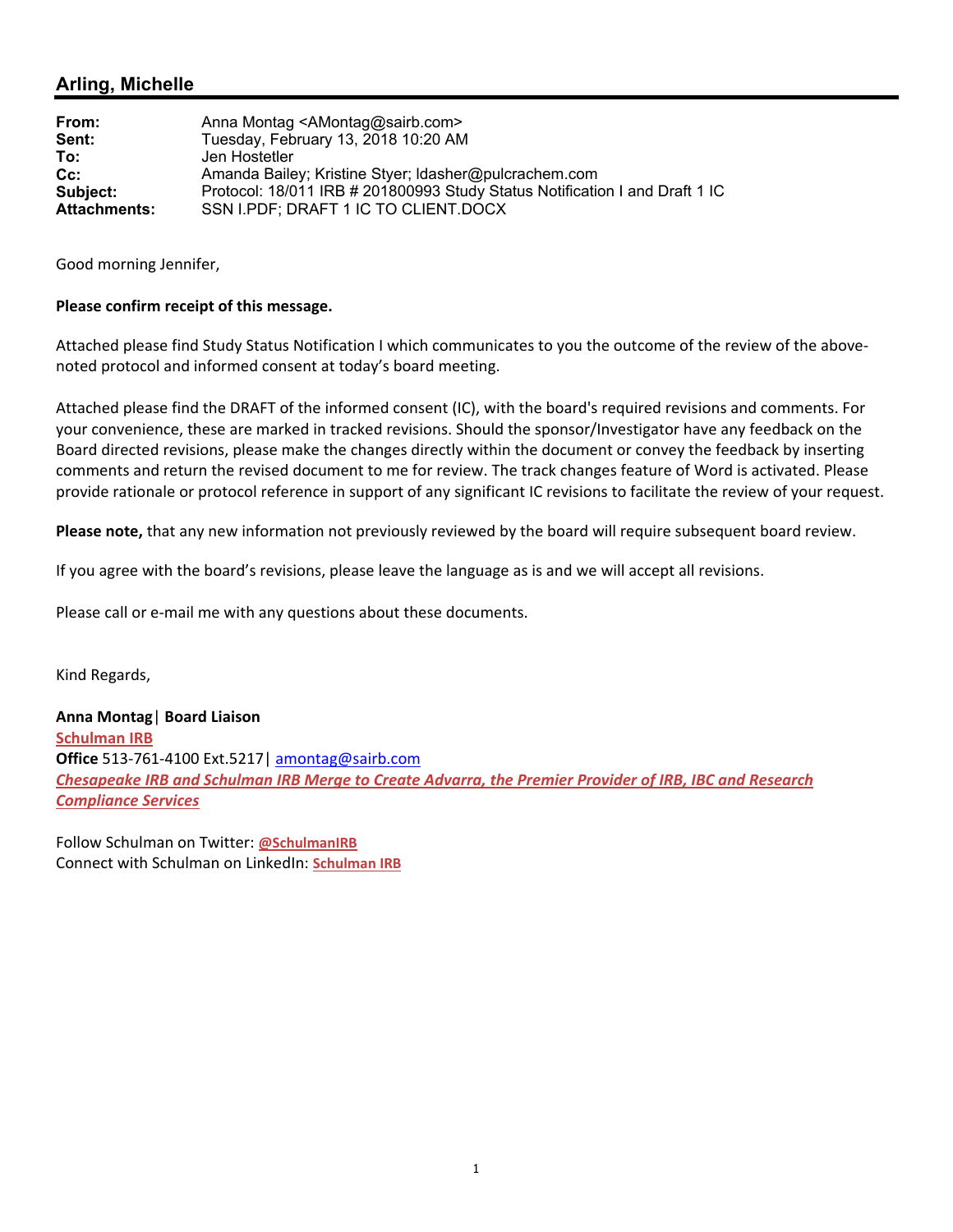## Arling, Michelle

| | |
|---|---|
| **From:** | Anna Montag <AMontag@sairb.com> |
| **Sent:** | Tuesday, February 13, 2018 10:20 AM |
| **To:** | Jen Hostetler |
| **Cc:** | Amanda Bailey; Kristine Styer; ldasher@pulcrachem.com |
| **Subject:** | Protocol: 18/011 IRB # 201800993 Study Status Notification I and Draft 1 IC |
| **Attachments:** | SSN I.PDF; DRAFT 1 IC TO CLIENT.DOCX |

Good morning Jennifer,

**Please confirm receipt of this message.**

Attached please find Study Status Notification I which communicates to you the outcome of the review of the above-noted protocol and informed consent at today's board meeting.

Attached please find the DRAFT of the informed consent (IC), with the board's required revisions and comments. For your convenience, these are marked in tracked revisions. Should the sponsor/Investigator have any feedback on the Board directed revisions, please make the changes directly within the document or convey the feedback by inserting comments and return the revised document to me for review. The track changes feature of Word is activated. Please provide rationale or protocol reference in support of any significant IC revisions to facilitate the review of your request.

**Please note,** that any new information not previously reviewed by the board will require subsequent board review.

If you agree with the board's revisions, please leave the language as is and we will accept all revisions.

Please call or e-mail me with any questions about these documents.

Kind Regards,

**Anna Montag** | **Board Liaison**
**Schulman IRB**
**Office** 513-761-4100 Ext.5217 | amontag@sairb.com
***Chesapeake IRB and Schulman IRB Merge to Create Advarra, the Premier Provider of IRB, IBC and Research Compliance Services***

Follow Schulman on Twitter: **@SchulmanIRB**
Connect with Schulman on LinkedIn: **Schulman IRB**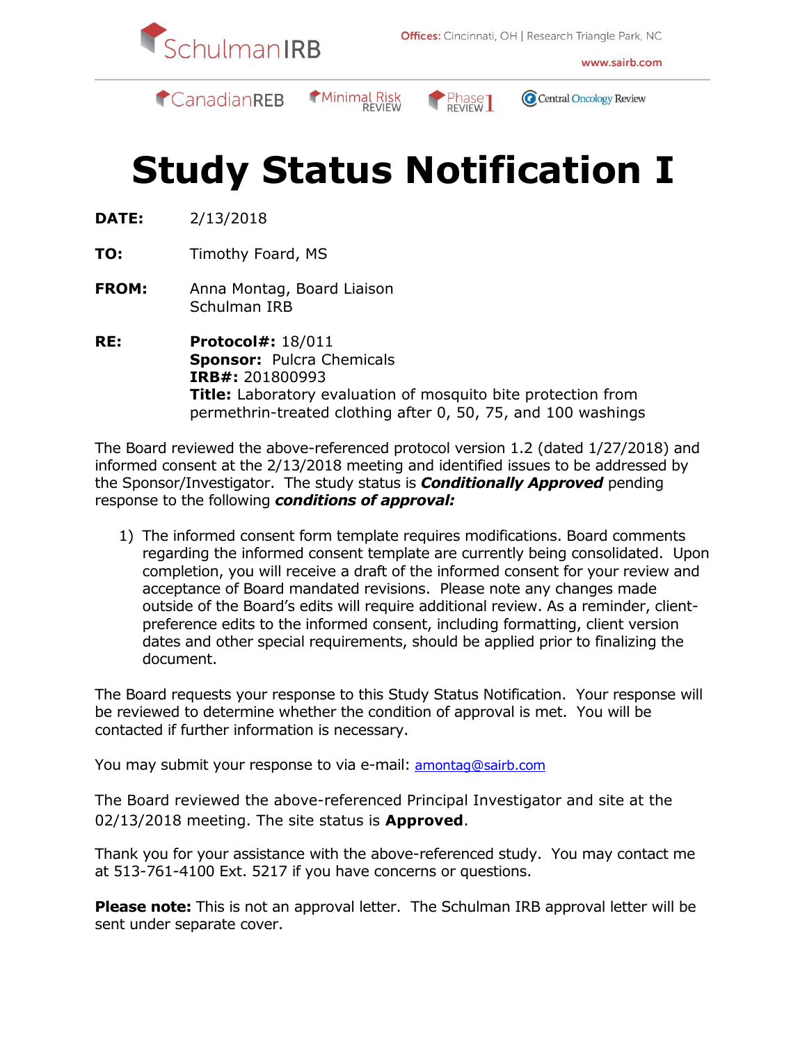SchulmanIRB

**Offices:** Cincinnati, OH | Research Triangle Park, NC

www.sairb.com

CanadianREB | Minimal Risk REVIEW | Phase 1 REVIEW | Central Oncology Review

# Study Status Notification I

**DATE:** 2/13/2018

**TO:** Timothy Foard, MS

**FROM:** Anna Montag, Board Liaison
Schulman IRB

**RE:** **Protocol#:** 18/011
**Sponsor:** Pulcra Chemicals
**IRB#:** 201800993
**Title:** Laboratory evaluation of mosquito bite protection from permethrin-treated clothing after 0, 50, 75, and 100 washings

The Board reviewed the above-referenced protocol version 1.2 (dated 1/27/2018) and informed consent at the 2/13/2018 meeting and identified issues to be addressed by the Sponsor/Investigator. The study status is ***Conditionally Approved*** pending response to the following ***conditions of approval:***

1) The informed consent form template requires modifications. Board comments regarding the informed consent template are currently being consolidated. Upon completion, you will receive a draft of the informed consent for your review and acceptance of Board mandated revisions. Please note any changes made outside of the Board's edits will require additional review. As a reminder, client-preference edits to the informed consent, including formatting, client version dates and other special requirements, should be applied prior to finalizing the document.

The Board requests your response to this Study Status Notification. Your response will be reviewed to determine whether the condition of approval is met. You will be contacted if further information is necessary.

You may submit your response to via e-mail: amontag@sairb.com

The Board reviewed the above-referenced Principal Investigator and site at the 02/13/2018 meeting. The site status is **Approved**.

Thank you for your assistance with the above-referenced study. You may contact me at 513-761-4100 Ext. 5217 if you have concerns or questions.

**Please note:** This is not an approval letter. The Schulman IRB approval letter will be sent under separate cover.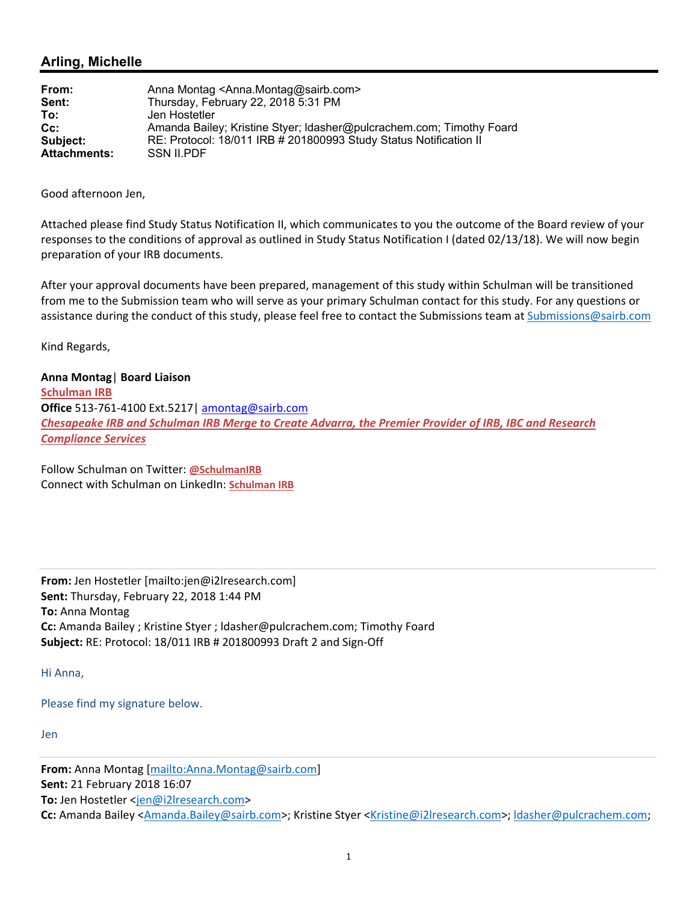## Arling, Michelle

**From:** Anna Montag <Anna.Montag@sairb.com>
**Sent:** Thursday, February 22, 2018 5:31 PM
**To:** Jen Hostetler
**Cc:** Amanda Bailey; Kristine Styer; ldasher@pulcrachem.com; Timothy Foard
**Subject:** RE: Protocol: 18/011 IRB # 201800993 Study Status Notification II
**Attachments:** SSN II.PDF

Good afternoon Jen,

Attached please find Study Status Notification II, which communicates to you the outcome of the Board review of your responses to the conditions of approval as outlined in Study Status Notification I (dated 02/13/18). We will now begin preparation of your IRB documents.

After your approval documents have been prepared, management of this study within Schulman will be transitioned from me to the Submission team who will serve as your primary Schulman contact for this study. For any questions or assistance during the conduct of this study, please feel free to contact the Submissions team at Submissions@sairb.com

Kind Regards,

**Anna Montag| Board Liaison**
**Schulman IRB**
**Office** 513-761-4100 Ext.5217| amontag@sairb.com
***Chesapeake IRB and Schulman IRB Merge to Create Advarra, the Premier Provider of IRB, IBC and Research Compliance Services***

Follow Schulman on Twitter: **@SchulmanIRB**
Connect with Schulman on LinkedIn: **Schulman IRB**

---

**From:** Jen Hostetler [mailto:jen@i2lresearch.com]
**Sent:** Thursday, February 22, 2018 1:44 PM
**To:** Anna Montag
**Cc:** Amanda Bailey ; Kristine Styer ; ldasher@pulcrachem.com; Timothy Foard
**Subject:** RE: Protocol: 18/011 IRB # 201800993 Draft 2 and Sign-Off

Hi Anna,

Please find my signature below.

Jen

---

**From:** Anna Montag [mailto:Anna.Montag@sairb.com]
**Sent:** 21 February 2018 16:07
**To:** Jen Hostetler <jen@i2lresearch.com>
**Cc:** Amanda Bailey <Amanda.Bailey@sairb.com>; Kristine Styer <Kristine@i2lresearch.com>; ldasher@pulcrachem.com;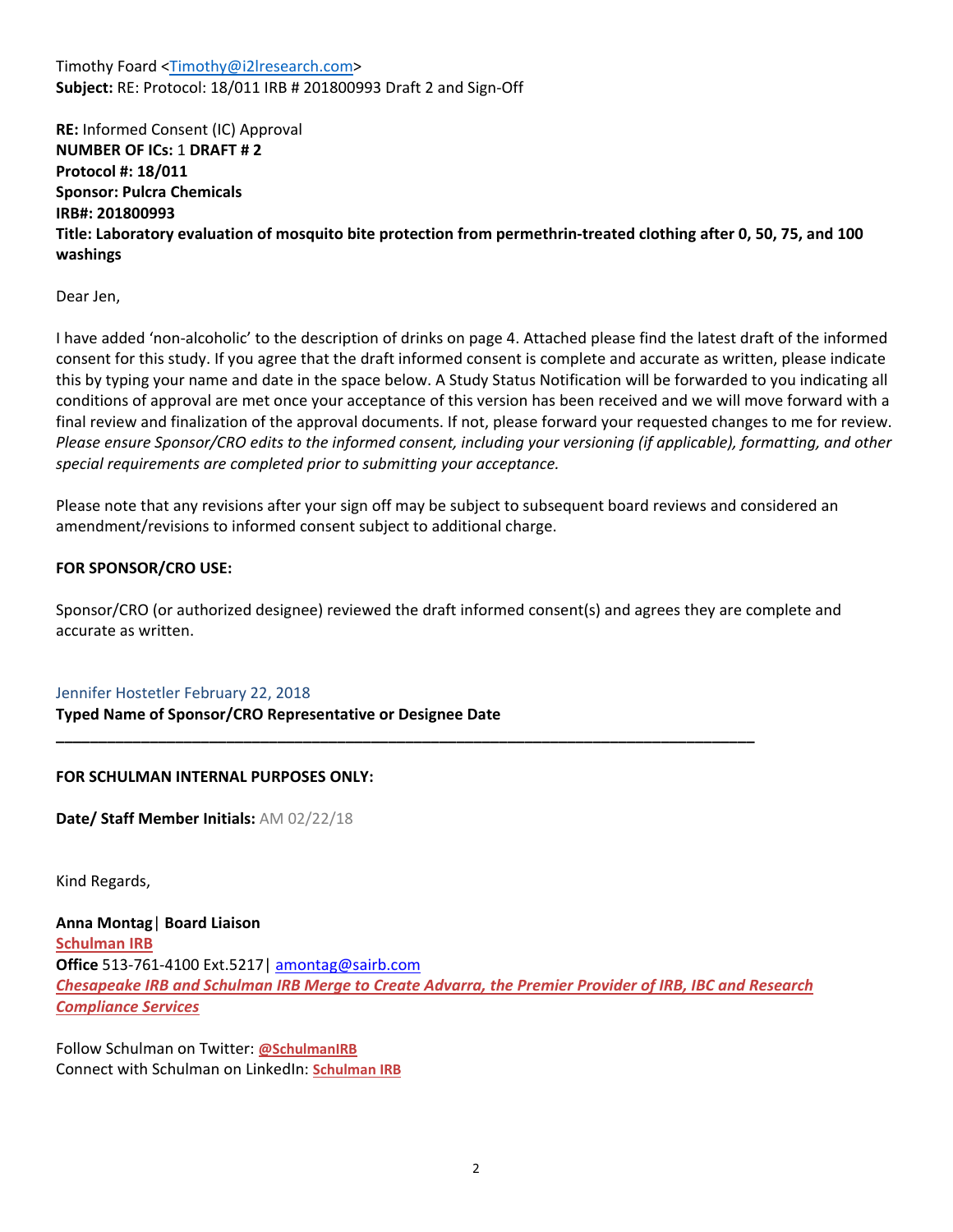Timothy Foard <Timothy@i2lresearch.com>
**Subject:** RE: Protocol: 18/011 IRB # 201800993 Draft 2 and Sign-Off

**RE:** Informed Consent (IC) Approval
**NUMBER OF ICs:** 1 **DRAFT # 2**
**Protocol #: 18/011**
**Sponsor: Pulcra Chemicals**
**IRB#: 201800993**
**Title: Laboratory evaluation of mosquito bite protection from permethrin-treated clothing after 0, 50, 75, and 100 washings**

Dear Jen,

I have added 'non-alcoholic' to the description of drinks on page 4. Attached please find the latest draft of the informed consent for this study. If you agree that the draft informed consent is complete and accurate as written, please indicate this by typing your name and date in the space below. A Study Status Notification will be forwarded to you indicating all conditions of approval are met once your acceptance of this version has been received and we will move forward with a final review and finalization of the approval documents. If not, please forward your requested changes to me for review. *Please ensure Sponsor/CRO edits to the informed consent, including your versioning (if applicable), formatting, and other special requirements are completed prior to submitting your acceptance.*

Please note that any revisions after your sign off may be subject to subsequent board reviews and considered an amendment/revisions to informed consent subject to additional charge.

**FOR SPONSOR/CRO USE:**

Sponsor/CRO (or authorized designee) reviewed the draft informed consent(s) and agrees they are complete and accurate as written.

Jennifer Hostetler February 22, 2018
**Typed Name of Sponsor/CRO Representative or Designee Date**

---

**FOR SCHULMAN INTERNAL PURPOSES ONLY:**

**Date/ Staff Member Initials:** AM 02/22/18

Kind Regards,

**Anna Montag** | **Board Liaison**
**Schulman IRB**
**Office** 513-761-4100 Ext.5217 | amontag@sairb.com
***Chesapeake IRB and Schulman IRB Merge to Create Advarra, the Premier Provider of IRB, IBC and Research Compliance Services***

Follow Schulman on Twitter: **@SchulmanIRB**
Connect with Schulman on LinkedIn: **Schulman IRB**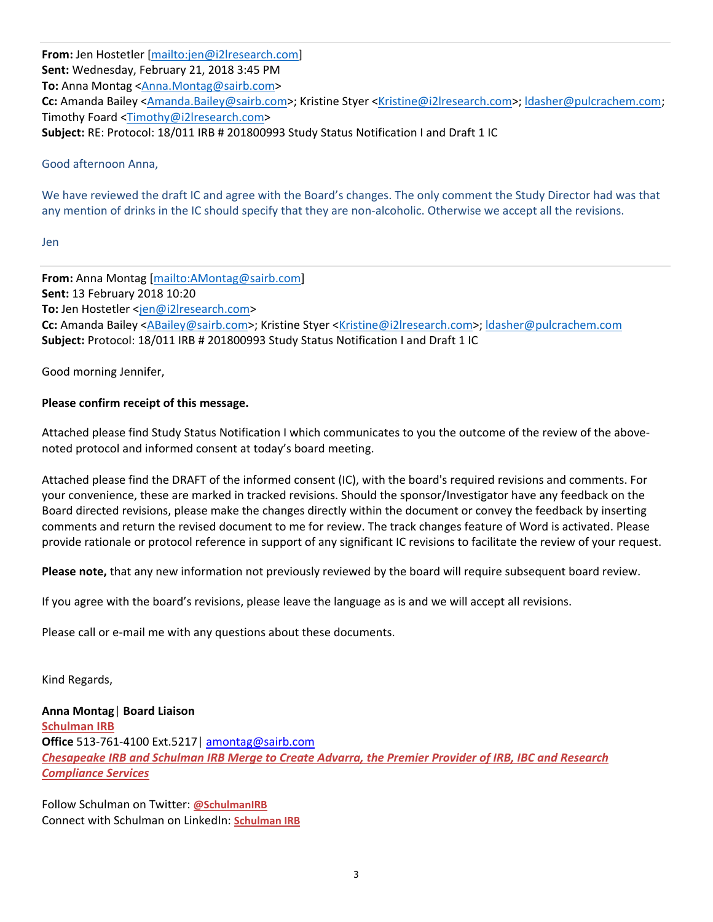**From:** Jen Hostetler [mailto:jen@i2lresearch.com]
**Sent:** Wednesday, February 21, 2018 3:45 PM
**To:** Anna Montag <Anna.Montag@sairb.com>
**Cc:** Amanda Bailey <Amanda.Bailey@sairb.com>; Kristine Styer <Kristine@i2lresearch.com>; ldasher@pulcrachem.com; Timothy Foard <Timothy@i2lresearch.com>
**Subject:** RE: Protocol: 18/011 IRB # 201800993 Study Status Notification I and Draft 1 IC

Good afternoon Anna,

We have reviewed the draft IC and agree with the Board's changes. The only comment the Study Director had was that any mention of drinks in the IC should specify that they are non-alcoholic. Otherwise we accept all the revisions.

Jen

---

**From:** Anna Montag [mailto:AMontag@sairb.com]
**Sent:** 13 February 2018 10:20
**To:** Jen Hostetler <jen@i2lresearch.com>
**Cc:** Amanda Bailey <ABailey@sairb.com>; Kristine Styer <Kristine@i2lresearch.com>; ldasher@pulcrachem.com
**Subject:** Protocol: 18/011 IRB # 201800993 Study Status Notification I and Draft 1 IC

Good morning Jennifer,

**Please confirm receipt of this message.**

Attached please find Study Status Notification I which communicates to you the outcome of the review of the above-noted protocol and informed consent at today's board meeting.

Attached please find the DRAFT of the informed consent (IC), with the board's required revisions and comments. For your convenience, these are marked in tracked revisions. Should the sponsor/Investigator have any feedback on the Board directed revisions, please make the changes directly within the document or convey the feedback by inserting comments and return the revised document to me for review. The track changes feature of Word is activated. Please provide rationale or protocol reference in support of any significant IC revisions to facilitate the review of your request.

**Please note,** that any new information not previously reviewed by the board will require subsequent board review.

If you agree with the board's revisions, please leave the language as is and we will accept all revisions.

Please call or e-mail me with any questions about these documents.

Kind Regards,

**Anna Montag** | **Board Liaison**
**Schulman IRB**
**Office** 513-761-4100 Ext.5217 | amontag@sairb.com
***Chesapeake IRB and Schulman IRB Merge to Create Advarra, the Premier Provider of IRB, IBC and Research Compliance Services***

Follow Schulman on Twitter: **@SchulmanIRB**
Connect with Schulman on LinkedIn: **Schulman IRB**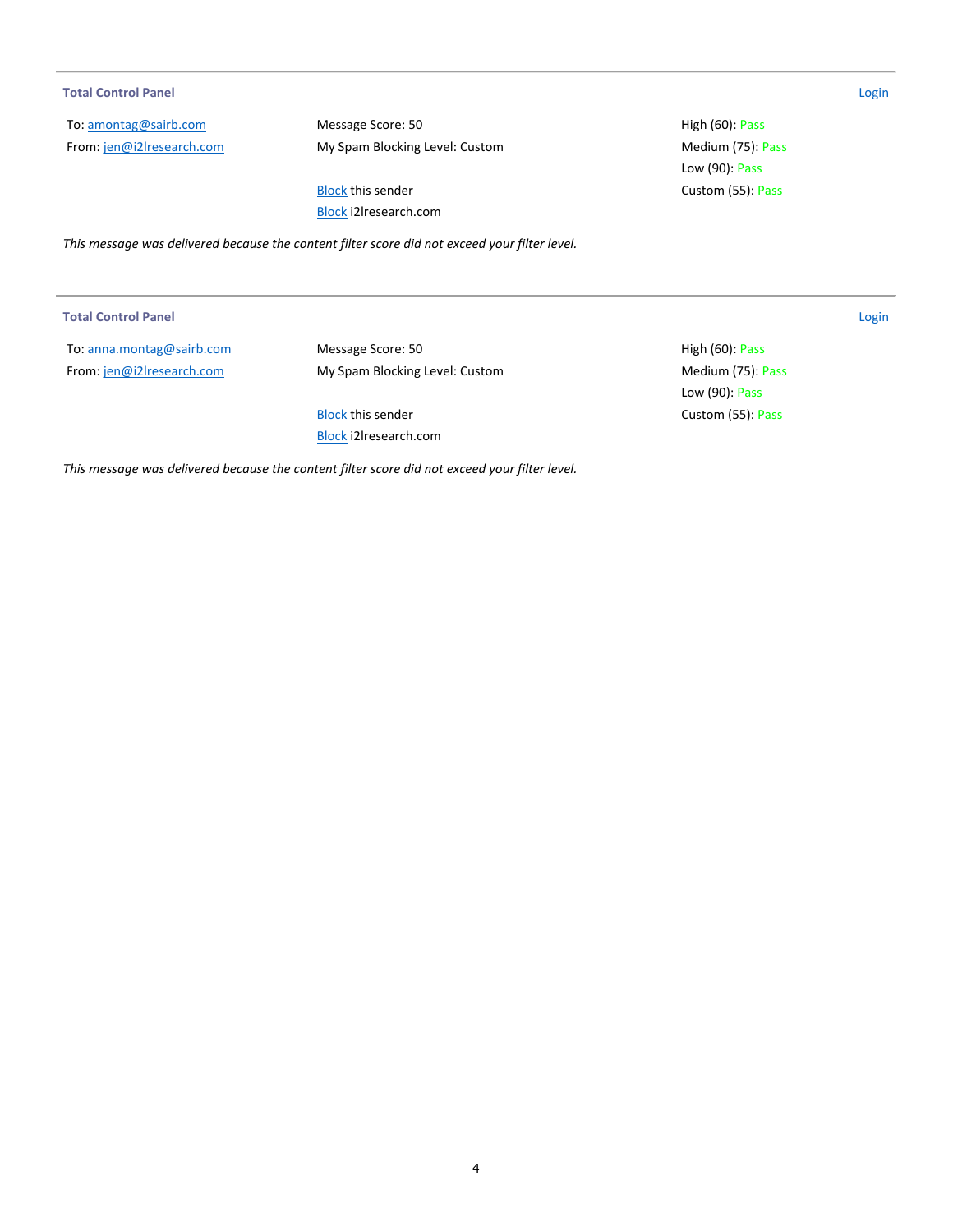---

**Total Control Panel** [Login]

To: amontag@sairb.com
From: jen@i2lresearch.com

Message Score: 50
My Spam Blocking Level: Custom

Block this sender
Block i2lresearch.com

High (60): Pass
Medium (75): Pass
Low (90): Pass
Custom (55): Pass

*This message was delivered because the content filter score did not exceed your filter level.*

---

**Total Control Panel** [Login]

To: anna.montag@sairb.com
From: jen@i2lresearch.com

Message Score: 50
My Spam Blocking Level: Custom

Block this sender
Block i2lresearch.com

High (60): Pass
Medium (75): Pass
Low (90): Pass
Custom (55): Pass

*This message was delivered because the content filter score did not exceed your filter level.*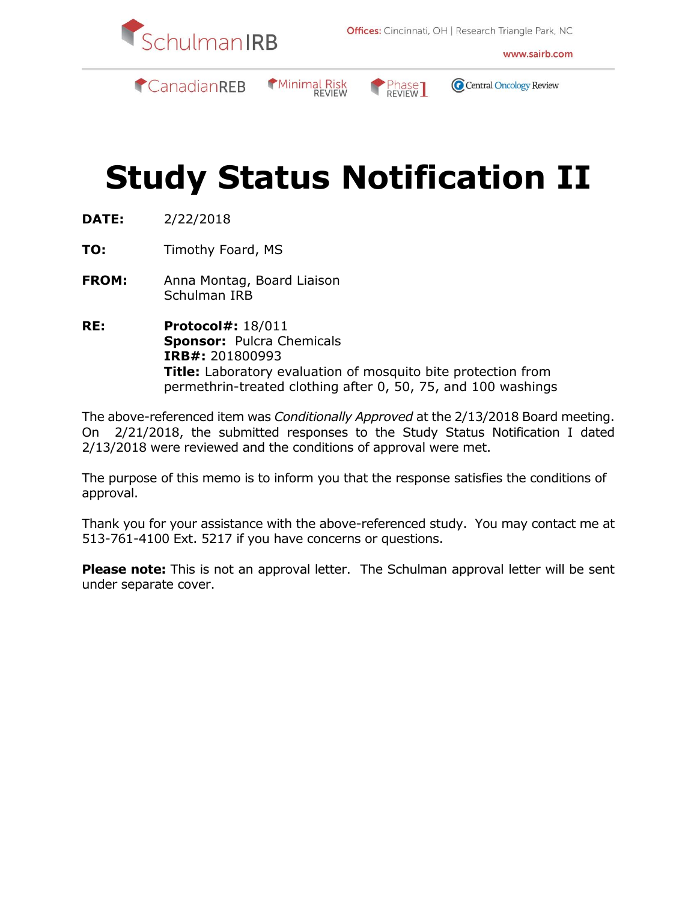SchulmanIRB

Offices: Cincinnati, OH | Research Triangle Park, NC

www.sairb.com

CanadianREB | Minimal Risk REVIEW | Phase 1 REVIEW | Central Oncology Review

# Study Status Notification II

**DATE:** 2/22/2018

**TO:** Timothy Foard, MS

**FROM:** Anna Montag, Board Liaison
Schulman IRB

**RE:** **Protocol#:** 18/011
**Sponsor:** Pulcra Chemicals
**IRB#:** 201800993
**Title:** Laboratory evaluation of mosquito bite protection from permethrin-treated clothing after 0, 50, 75, and 100 washings

The above-referenced item was *Conditionally Approved* at the 2/13/2018 Board meeting. On 2/21/2018, the submitted responses to the Study Status Notification I dated 2/13/2018 were reviewed and the conditions of approval were met.

The purpose of this memo is to inform you that the response satisfies the conditions of approval.

Thank you for your assistance with the above-referenced study. You may contact me at 513-761-4100 Ext. 5217 if you have concerns or questions.

**Please note:** This is not an approval letter. The Schulman approval letter will be sent under separate cover.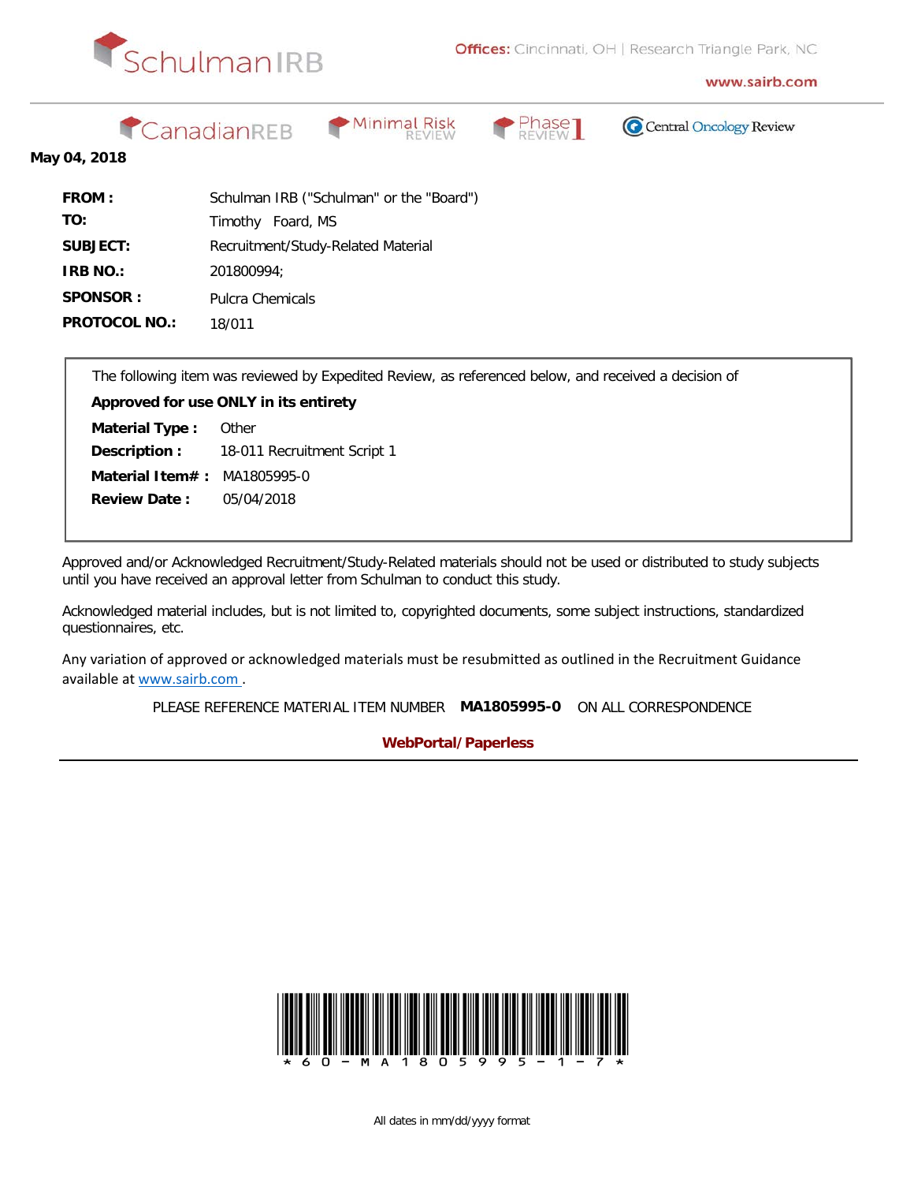SchulmanIRB

**Offices:** Cincinnati, OH | Research Triangle Park, NC

**www.sairb.com**

CanadianREB | Minimal Risk REVIEW | Phase 1 REVIEW | Central Oncology Review

**May 04, 2018**

| | |
|---|---|
| **FROM :** | Schulman IRB ("Schulman" or the "Board") |
| **TO:** | Timothy Foard, MS |
| **SUBJECT:** | Recruitment/Study-Related Material |
| **IRB NO.:** | 201800994; |
| **SPONSOR :** | Pulcra Chemicals |
| **PROTOCOL NO.:** | 18/011 |

The following item was reviewed by Expedited Review, as referenced below, and received a decision of

**Approved for use ONLY in its entirety**

**Material Type :** Other
**Description :** 18-011 Recruitment Script 1
**Material Item# :** MA1805995-0
**Review Date :** 05/04/2018

Approved and/or Acknowledged Recruitment/Study-Related materials should not be used or distributed to study subjects until you have received an approval letter from Schulman to conduct this study.

Acknowledged material includes, but is not limited to, copyrighted documents, some subject instructions, standardized questionnaires, etc.

Any variation of approved or acknowledged materials must be resubmitted as outlined in the Recruitment Guidance available at www.sairb.com .

PLEASE REFERENCE MATERIAL ITEM NUMBER **MA1805995-0** ON ALL CORRESPONDENCE

**WebPortal/Paperless**

---

*60-MA1805995-1-7*

All dates in mm/dd/yyyy format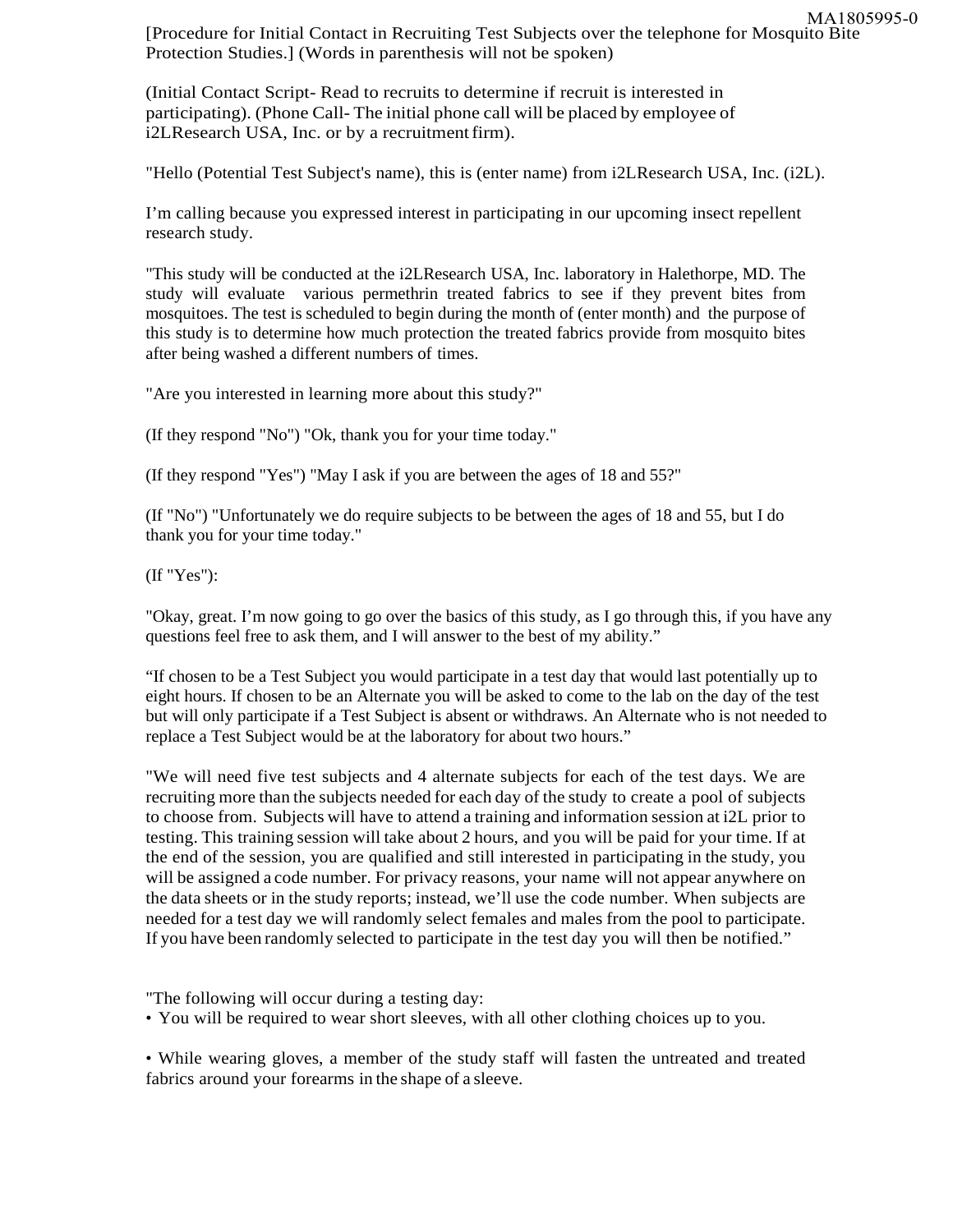[Procedure for Initial Contact in Recruiting Test Subjects over the telephone for Mosquito Bite Protection Studies.] (Words in parenthesis will not be spoken)

(Initial Contact Script- Read to recruits to determine if recruit is interested in participating). (Phone Call- The initial phone call will be placed by employee of i2LResearch USA, Inc. or by a recruitment firm).

"Hello (Potential Test Subject's name), this is (enter name) from i2LResearch USA, Inc. (i2L).

I'm calling because you expressed interest in participating in our upcoming insect repellent research study.

"This study will be conducted at the i2LResearch USA, Inc. laboratory in Halethorpe, MD. The study will evaluate various permethrin treated fabrics to see if they prevent bites from mosquitoes. The test is scheduled to begin during the month of (enter month) and the purpose of this study is to determine how much protection the treated fabrics provide from mosquito bites after being washed a different numbers of times.

"Are you interested in learning more about this study?"

(If they respond "No") "Ok, thank you for your time today."

(If they respond "Yes") "May I ask if you are between the ages of 18 and 55?"

(If "No") "Unfortunately we do require subjects to be between the ages of 18 and 55, but I do thank you for your time today."

(If "Yes"):

"Okay, great. I'm now going to go over the basics of this study, as I go through this, if you have any questions feel free to ask them, and I will answer to the best of my ability."

"If chosen to be a Test Subject you would participate in a test day that would last potentially up to eight hours. If chosen to be an Alternate you will be asked to come to the lab on the day of the test but will only participate if a Test Subject is absent or withdraws. An Alternate who is not needed to replace a Test Subject would be at the laboratory for about two hours."

"We will need five test subjects and 4 alternate subjects for each of the test days. We are recruiting more than the subjects needed for each day of the study to create a pool of subjects to choose from. Subjects will have to attend a training and information session at i2L prior to testing. This training session will take about 2 hours, and you will be paid for your time. If at the end of the session, you are qualified and still interested in participating in the study, you will be assigned a code number. For privacy reasons, your name will not appear anywhere on the data sheets or in the study reports; instead, we'll use the code number. When subjects are needed for a test day we will randomly select females and males from the pool to participate. If you have been randomly selected to participate in the test day you will then be notified."

"The following will occur during a testing day:

- You will be required to wear short sleeves, with all other clothing choices up to you.

- While wearing gloves, a member of the study staff will fasten the untreated and treated fabrics around your forearms in the shape of a sleeve.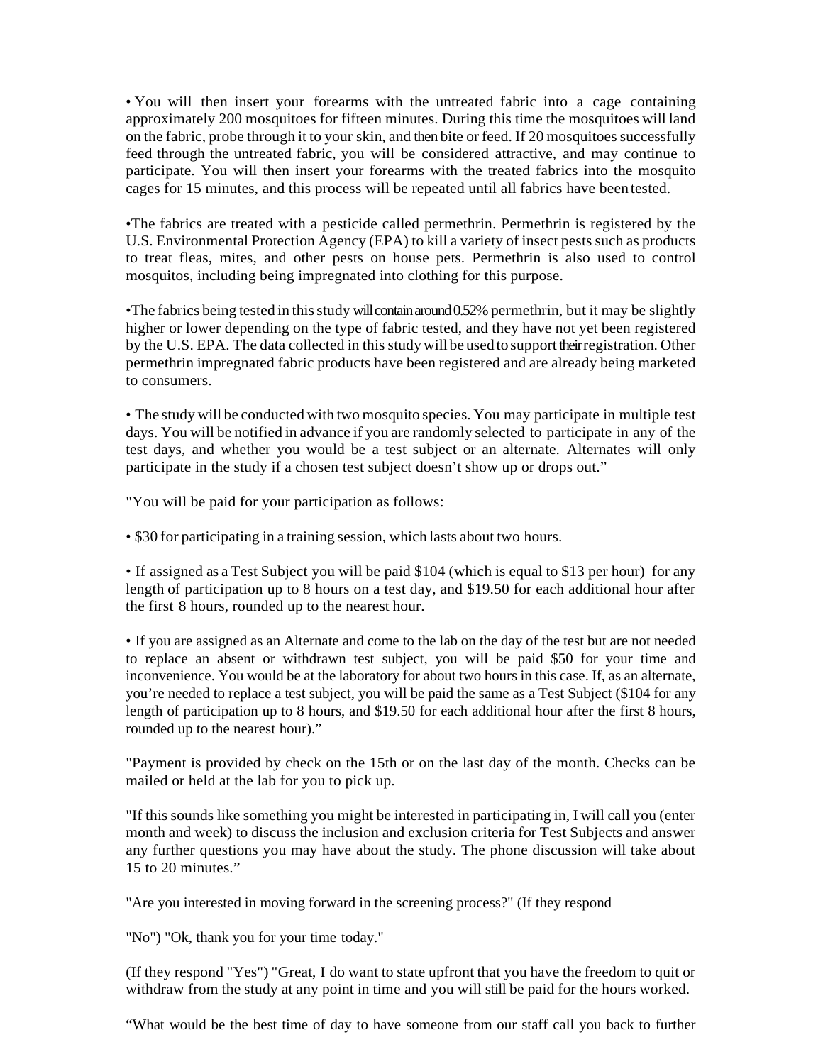• You will then insert your forearms with the untreated fabric into a cage containing approximately 200 mosquitoes for fifteen minutes. During this time the mosquitoes will land on the fabric, probe through it to your skin, and then bite or feed. If 20 mosquitoes successfully feed through the untreated fabric, you will be considered attractive, and may continue to participate. You will then insert your forearms with the treated fabrics into the mosquito cages for 15 minutes, and this process will be repeated until all fabrics have been tested.

•The fabrics are treated with a pesticide called permethrin. Permethrin is registered by the U.S. Environmental Protection Agency (EPA) to kill a variety of insect pests such as products to treat fleas, mites, and other pests on house pets. Permethrin is also used to control mosquitos, including being impregnated into clothing for this purpose.

•The fabrics being tested in this study will contain around 0.52% permethrin, but it may be slightly higher or lower depending on the type of fabric tested, and they have not yet been registered by the U.S. EPA. The data collected in this study will be used to support their registration. Other permethrin impregnated fabric products have been registered and are already being marketed to consumers.

• The study will be conducted with two mosquito species. You may participate in multiple test days. You will be notified in advance if you are randomly selected to participate in any of the test days, and whether you would be a test subject or an alternate. Alternates will only participate in the study if a chosen test subject doesn't show up or drops out."

"You will be paid for your participation as follows:

• $30 for participating in a training session, which lasts about two hours.

• If assigned as a Test Subject you will be paid $104 (which is equal to $13 per hour) for any length of participation up to 8 hours on a test day, and $19.50 for each additional hour after the first 8 hours, rounded up to the nearest hour.

• If you are assigned as an Alternate and come to the lab on the day of the test but are not needed to replace an absent or withdrawn test subject, you will be paid $50 for your time and inconvenience. You would be at the laboratory for about two hours in this case. If, as an alternate, you're needed to replace a test subject, you will be paid the same as a Test Subject ($104 for any length of participation up to 8 hours, and $19.50 for each additional hour after the first 8 hours, rounded up to the nearest hour)."

"Payment is provided by check on the 15th or on the last day of the month. Checks can be mailed or held at the lab for you to pick up.

"If this sounds like something you might be interested in participating in, I will call you (enter month and week) to discuss the inclusion and exclusion criteria for Test Subjects and answer any further questions you may have about the study. The phone discussion will take about 15 to 20 minutes."

"Are you interested in moving forward in the screening process?" (If they respond

"No") "Ok, thank you for your time today."

(If they respond "Yes") "Great, I do want to state upfront that you have the freedom to quit or withdraw from the study at any point in time and you will still be paid for the hours worked.

"What would be the best time of day to have someone from our staff call you back to further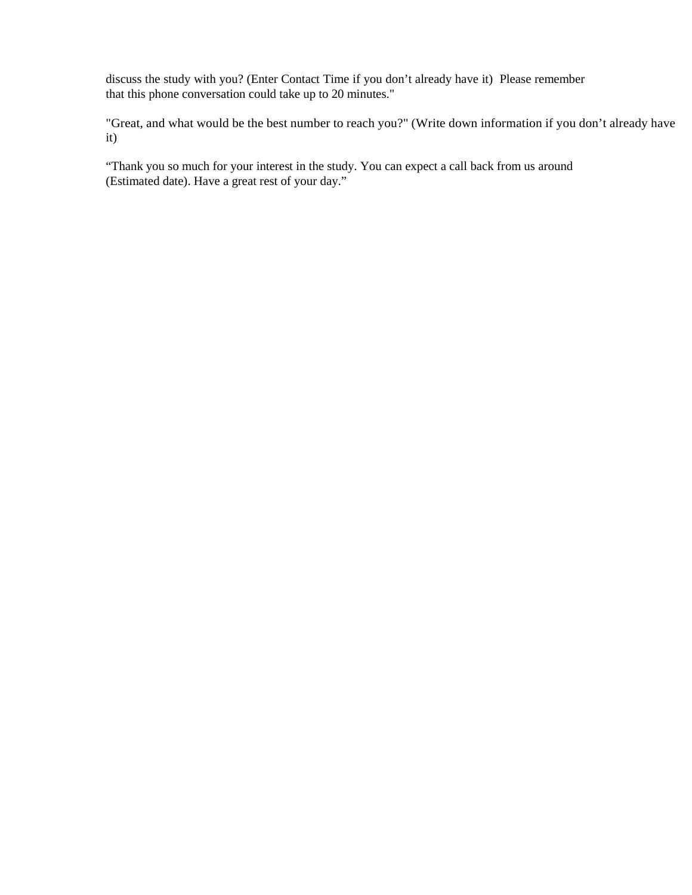discuss the study with you? (Enter Contact Time if you don’t already have it)  Please remember that this phone conversation could take up to 20 minutes."

"Great, and what would be the best number to reach you?" (Write down information if you don’t already have it)

“Thank you so much for your interest in the study. You can expect a call back from us around (Estimated date). Have a great rest of your day.”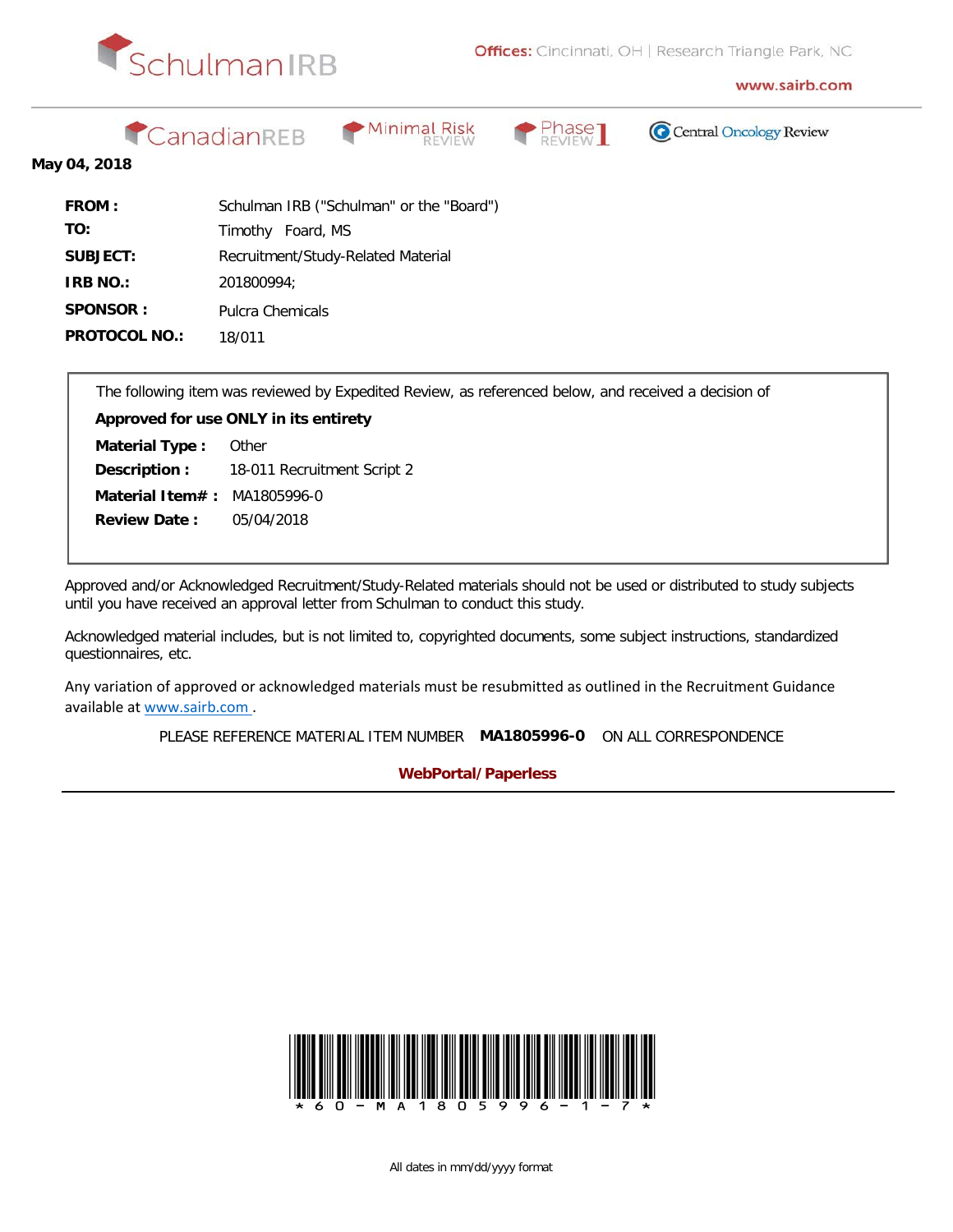SchulmanIRB

**Offices:** Cincinnati, OH | Research Triangle Park, NC

www.sairb.com

CanadianREB | Minimal Risk REVIEW | Phase 1 REVIEW | Central Oncology Review

**May 04, 2018**

| | |
|---|---|
| **FROM :** | Schulman IRB ("Schulman" or the "Board") |
| **TO:** | Timothy Foard, MS |
| **SUBJECT:** | Recruitment/Study-Related Material |
| **IRB NO.:** | 201800994; |
| **SPONSOR :** | Pulcra Chemicals |
| **PROTOCOL NO.:** | 18/011 |

The following item was reviewed by Expedited Review, as referenced below, and received a decision of

**Approved for use ONLY in its entirety**

**Material Type :** Other
**Description :** 18-011 Recruitment Script 2
**Material Item# :** MA1805996-0
**Review Date :** 05/04/2018

Approved and/or Acknowledged Recruitment/Study-Related materials should not be used or distributed to study subjects until you have received an approval letter from Schulman to conduct this study.

Acknowledged material includes, but is not limited to, copyrighted documents, some subject instructions, standardized questionnaires, etc.

Any variation of approved or acknowledged materials must be resubmitted as outlined in the Recruitment Guidance available at www.sairb.com .

PLEASE REFERENCE MATERIAL ITEM NUMBER **MA1805996-0** ON ALL CORRESPONDENCE

**WebPortal/Paperless**

*60-MA1805996-1-7*

All dates in mm/dd/yyyy format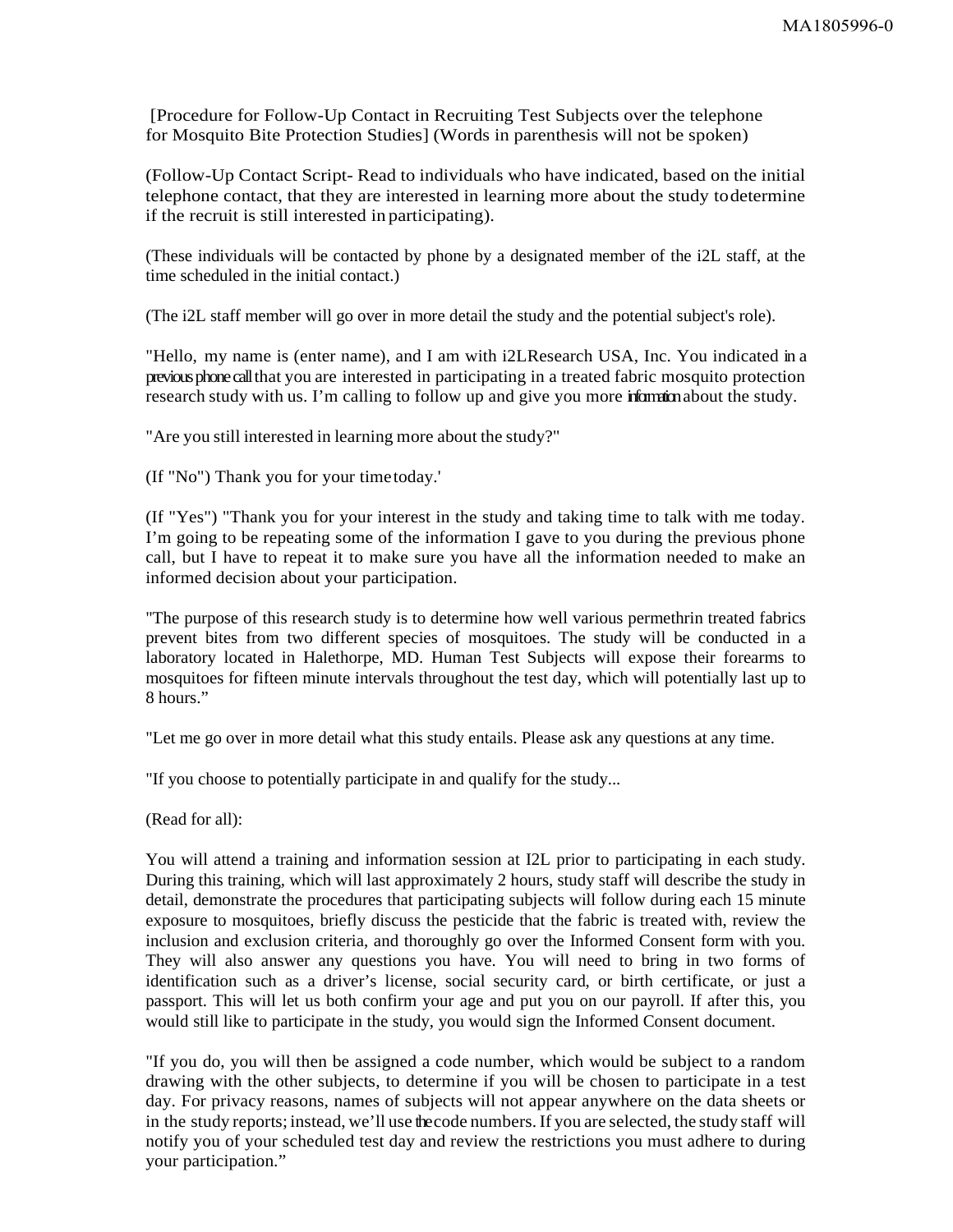[Procedure for Follow-Up Contact in Recruiting Test Subjects over the telephone for Mosquito Bite Protection Studies] (Words in parenthesis will not be spoken)

(Follow-Up Contact Script- Read to individuals who have indicated, based on the initial telephone contact, that they are interested in learning more about the study to determine if the recruit is still interested in participating).

(These individuals will be contacted by phone by a designated member of the i2L staff, at the time scheduled in the initial contact.)

(The i2L staff member will go over in more detail the study and the potential subject's role).

"Hello, my name is (enter name), and I am with i2LResearch USA, Inc. You indicated in a previous phone call that you are interested in participating in a treated fabric mosquito protection research study with us. I'm calling to follow up and give you more information about the study.

"Are you still interested in learning more about the study?"

(If "No") Thank you for your time today.'

(If "Yes") "Thank you for your interest in the study and taking time to talk with me today. I'm going to be repeating some of the information I gave to you during the previous phone call, but I have to repeat it to make sure you have all the information needed to make an informed decision about your participation.

"The purpose of this research study is to determine how well various permethrin treated fabrics prevent bites from two different species of mosquitoes. The study will be conducted in a laboratory located in Halethorpe, MD. Human Test Subjects will expose their forearms to mosquitoes for fifteen minute intervals throughout the test day, which will potentially last up to 8 hours."

"Let me go over in more detail what this study entails. Please ask any questions at any time.

"If you choose to potentially participate in and qualify for the study...

(Read for all):

You will attend a training and information session at I2L prior to participating in each study. During this training, which will last approximately 2 hours, study staff will describe the study in detail, demonstrate the procedures that participating subjects will follow during each 15 minute exposure to mosquitoes, briefly discuss the pesticide that the fabric is treated with, review the inclusion and exclusion criteria, and thoroughly go over the Informed Consent form with you. They will also answer any questions you have. You will need to bring in two forms of identification such as a driver's license, social security card, or birth certificate, or just a passport. This will let us both confirm your age and put you on our payroll. If after this, you would still like to participate in the study, you would sign the Informed Consent document.

"If you do, you will then be assigned a code number, which would be subject to a random drawing with the other subjects, to determine if you will be chosen to participate in a test day. For privacy reasons, names of subjects will not appear anywhere on the data sheets or in the study reports; instead, we'll use the code numbers. If you are selected, the study staff will notify you of your scheduled test day and review the restrictions you must adhere to during your participation."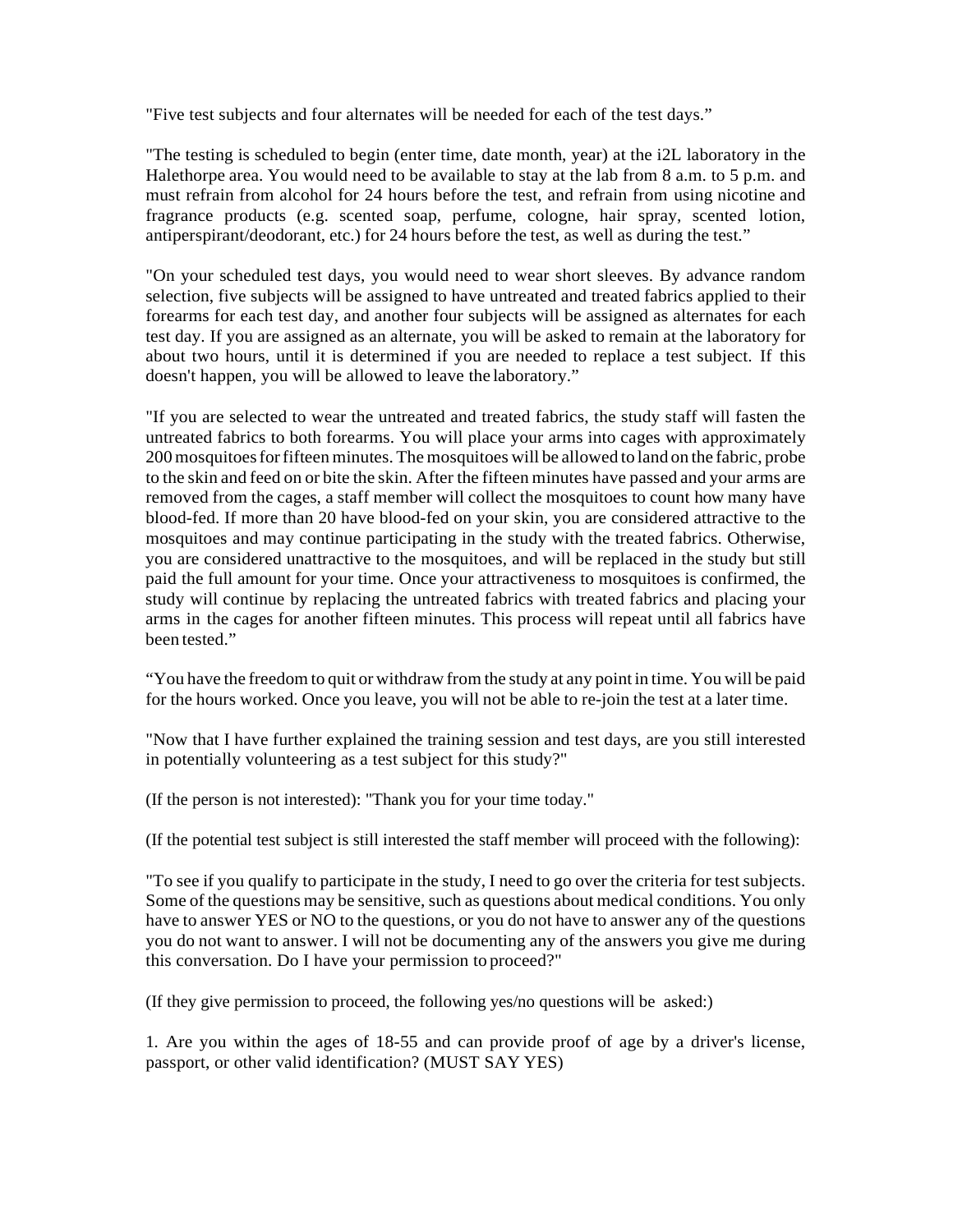"Five test subjects and four alternates will be needed for each of the test days."

"The testing is scheduled to begin (enter time, date month, year) at the i2L laboratory in the Halethorpe area. You would need to be available to stay at the lab from 8 a.m. to 5 p.m. and must refrain from alcohol for 24 hours before the test, and refrain from using nicotine and fragrance products (e.g. scented soap, perfume, cologne, hair spray, scented lotion, antiperspirant/deodorant, etc.) for 24 hours before the test, as well as during the test."

"On your scheduled test days, you would need to wear short sleeves. By advance random selection, five subjects will be assigned to have untreated and treated fabrics applied to their forearms for each test day, and another four subjects will be assigned as alternates for each test day. If you are assigned as an alternate, you will be asked to remain at the laboratory for about two hours, until it is determined if you are needed to replace a test subject. If this doesn't happen, you will be allowed to leave the laboratory."

"If you are selected to wear the untreated and treated fabrics, the study staff will fasten the untreated fabrics to both forearms. You will place your arms into cages with approximately 200 mosquitoes for fifteen minutes. The mosquitoes will be allowed to land on the fabric, probe to the skin and feed on or bite the skin. After the fifteen minutes have passed and your arms are removed from the cages, a staff member will collect the mosquitoes to count how many have blood-fed. If more than 20 have blood-fed on your skin, you are considered attractive to the mosquitoes and may continue participating in the study with the treated fabrics. Otherwise, you are considered unattractive to the mosquitoes, and will be replaced in the study but still paid the full amount for your time. Once your attractiveness to mosquitoes is confirmed, the study will continue by replacing the untreated fabrics with treated fabrics and placing your arms in the cages for another fifteen minutes. This process will repeat until all fabrics have been tested."

"You have the freedom to quit or withdraw from the study at any point in time. You will be paid for the hours worked. Once you leave, you will not be able to re-join the test at a later time.

"Now that I have further explained the training session and test days, are you still interested in potentially volunteering as a test subject for this study?"

(If the person is not interested): "Thank you for your time today."

(If the potential test subject is still interested the staff member will proceed with the following):

"To see if you qualify to participate in the study, I need to go over the criteria for test subjects. Some of the questions may be sensitive, such as questions about medical conditions. You only have to answer YES or NO to the questions, or you do not have to answer any of the questions you do not want to answer. I will not be documenting any of the answers you give me during this conversation. Do I have your permission to proceed?"

(If they give permission to proceed, the following yes/no questions will be asked:)

1. Are you within the ages of 18-55 and can provide proof of age by a driver's license, passport, or other valid identification? (MUST SAY YES)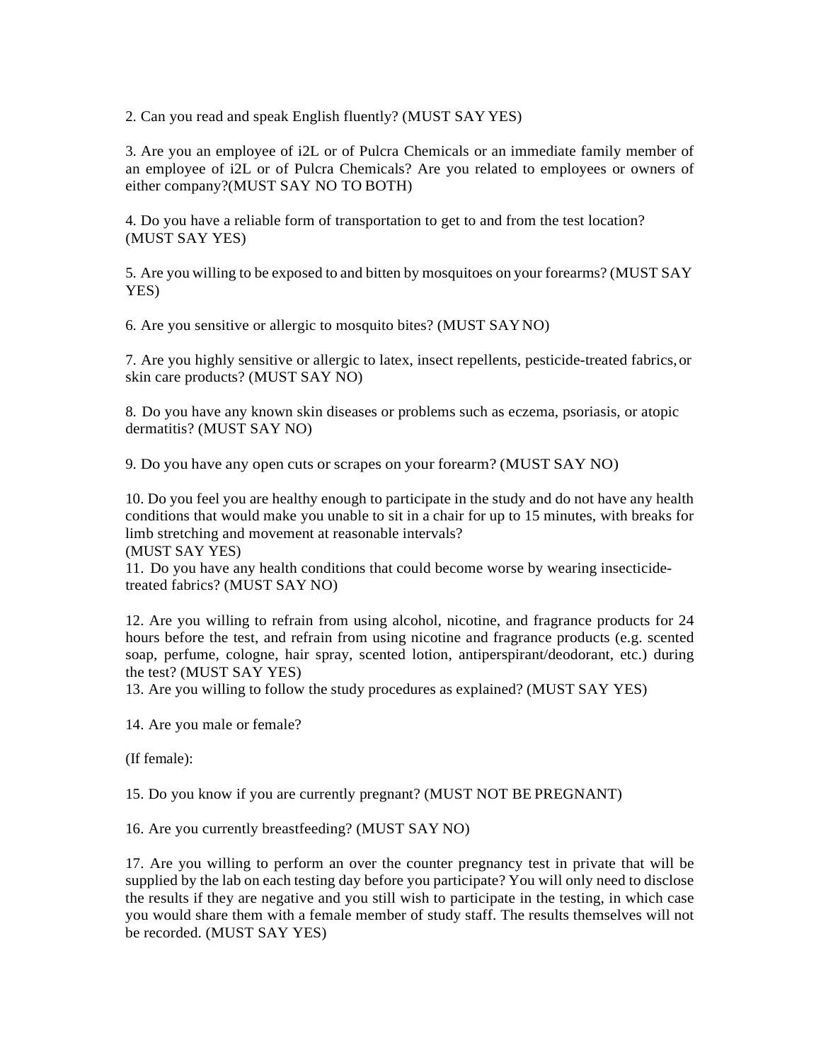2. Can you read and speak English fluently? (MUST SAY YES)

3. Are you an employee of i2L or of Pulcra Chemicals or an immediate family member of an employee of i2L or of Pulcra Chemicals? Are you related to employees or owners of either company?(MUST SAY NO TO BOTH)

4. Do you have a reliable form of transportation to get to and from the test location? (MUST SAY YES)

5. Are you willing to be exposed to and bitten by mosquitoes on your forearms? (MUST SAY YES)

6. Are you sensitive or allergic to mosquito bites? (MUST SAY NO)

7. Are you highly sensitive or allergic to latex, insect repellents, pesticide-treated fabrics, or skin care products? (MUST SAY NO)

8. Do you have any known skin diseases or problems such as eczema, psoriasis, or atopic dermatitis? (MUST SAY NO)

9. Do you have any open cuts or scrapes on your forearm? (MUST SAY NO)

10. Do you feel you are healthy enough to participate in the study and do not have any health conditions that would make you unable to sit in a chair for up to 15 minutes, with breaks for limb stretching and movement at reasonable intervals?
(MUST SAY YES)

11. Do you have any health conditions that could become worse by wearing insecticide-treated fabrics? (MUST SAY NO)

12. Are you willing to refrain from using alcohol, nicotine, and fragrance products for 24 hours before the test, and refrain from using nicotine and fragrance products (e.g. scented soap, perfume, cologne, hair spray, scented lotion, antiperspirant/deodorant, etc.) during the test? (MUST SAY YES)

13. Are you willing to follow the study procedures as explained? (MUST SAY YES)

14. Are you male or female?

(If female):

15. Do you know if you are currently pregnant? (MUST NOT BE PREGNANT)

16. Are you currently breastfeeding? (MUST SAY NO)

17. Are you willing to perform an over the counter pregnancy test in private that will be supplied by the lab on each testing day before you participate? You will only need to disclose the results if they are negative and you still wish to participate in the testing, in which case you would share them with a female member of study staff. The results themselves will not be recorded. (MUST SAY YES)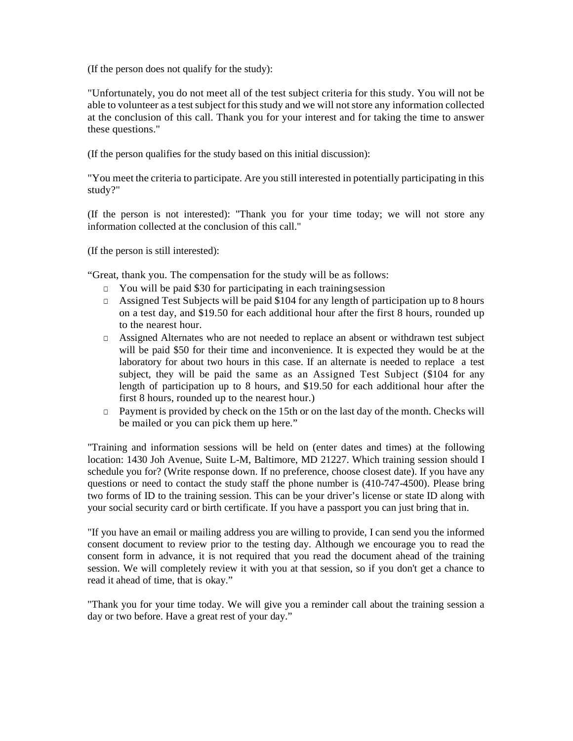(If the person does not qualify for the study):

"Unfortunately, you do not meet all of the test subject criteria for this study. You will not be able to volunteer as a test subject for this study and we will not store any information collected at the conclusion of this call. Thank you for your interest and for taking the time to answer these questions."

(If the person qualifies for the study based on this initial discussion):

"You meet the criteria to participate. Are you still interested in potentially participating in this study?"

(If the person is not interested): "Thank you for your time today; we will not store any information collected at the conclusion of this call."

(If the person is still interested):

"Great, thank you. The compensation for the study will be as follows:

- You will be paid $30 for participating in each training session
- Assigned Test Subjects will be paid $104 for any length of participation up to 8 hours on a test day, and $19.50 for each additional hour after the first 8 hours, rounded up to the nearest hour.
- Assigned Alternates who are not needed to replace an absent or withdrawn test subject will be paid $50 for their time and inconvenience. It is expected they would be at the laboratory for about two hours in this case. If an alternate is needed to replace a test subject, they will be paid the same as an Assigned Test Subject ($104 for any length of participation up to 8 hours, and $19.50 for each additional hour after the first 8 hours, rounded up to the nearest hour.)
- Payment is provided by check on the 15th or on the last day of the month. Checks will be mailed or you can pick them up here."

"Training and information sessions will be held on (enter dates and times) at the following location: 1430 Joh Avenue, Suite L-M, Baltimore, MD 21227. Which training session should I schedule you for? (Write response down. If no preference, choose closest date). If you have any questions or need to contact the study staff the phone number is (410-747-4500). Please bring two forms of ID to the training session. This can be your driver's license or state ID along with your social security card or birth certificate. If you have a passport you can just bring that in.

"If you have an email or mailing address you are willing to provide, I can send you the informed consent document to review prior to the testing day. Although we encourage you to read the consent form in advance, it is not required that you read the document ahead of the training session. We will completely review it with you at that session, so if you don't get a chance to read it ahead of time, that is okay."

"Thank you for your time today. We will give you a reminder call about the training session a day or two before. Have a great rest of your day."